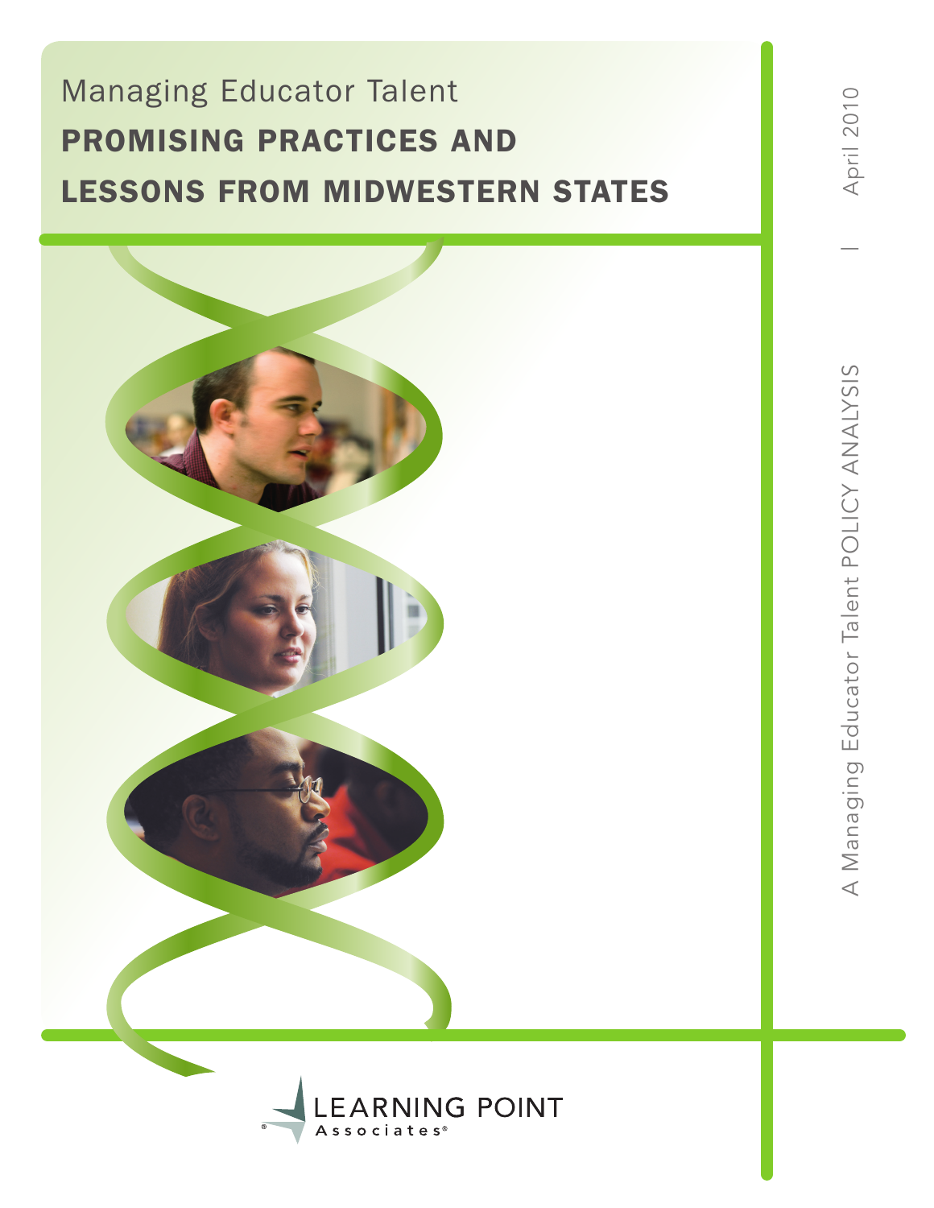Managing Educator Talent

# PROMISING PRACTICES AND LESSONS FROM MIDWESTERN STATES

April 2010

A Managing Educator Talent POLICY ANALYSIS

LEARNING POINT Associates®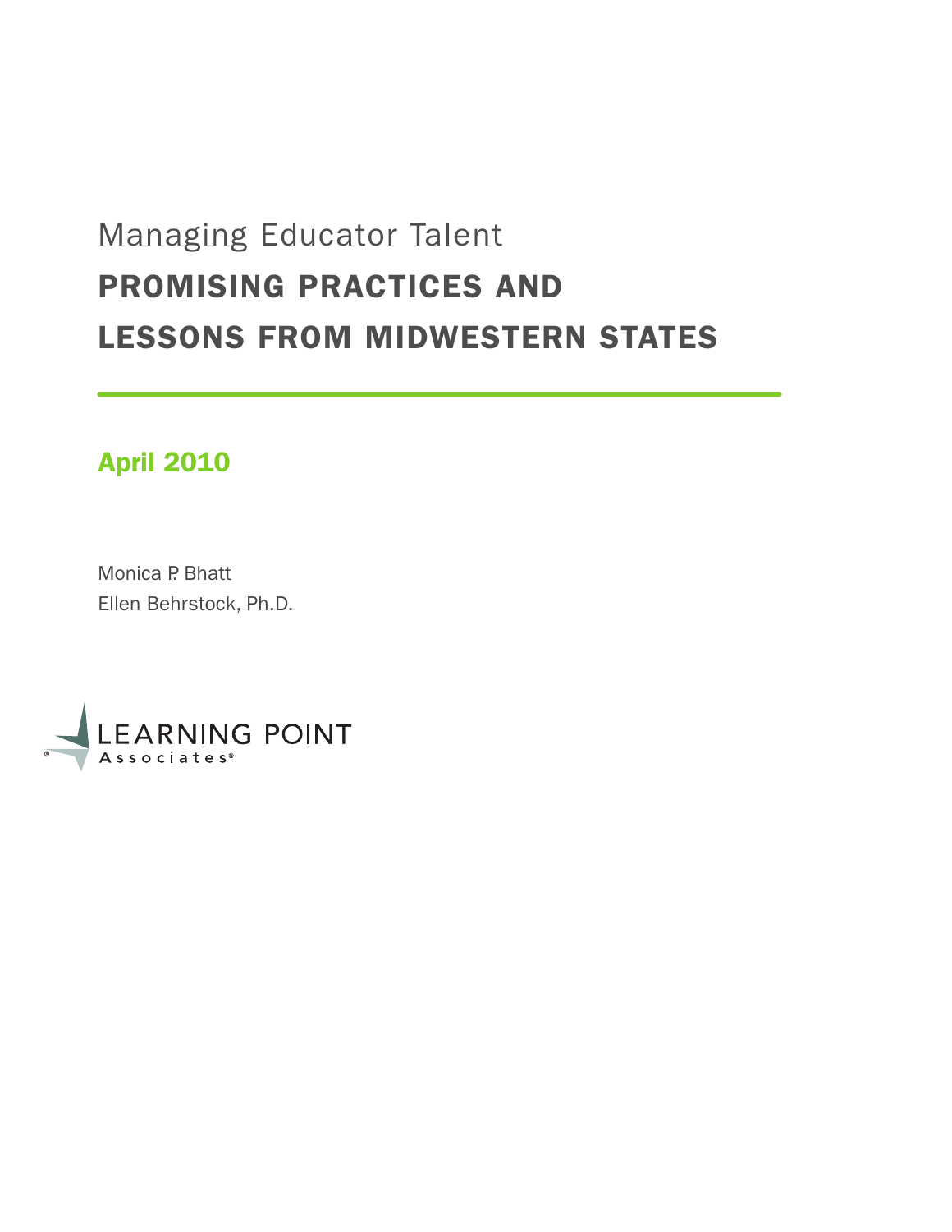Managing Educator Talent

# PROMISING PRACTICES AND LESSONS FROM MIDWESTERN STATES

**April 2010**

Monica P. Bhatt
Ellen Behrstock, Ph.D.

LEARNING POINT Associates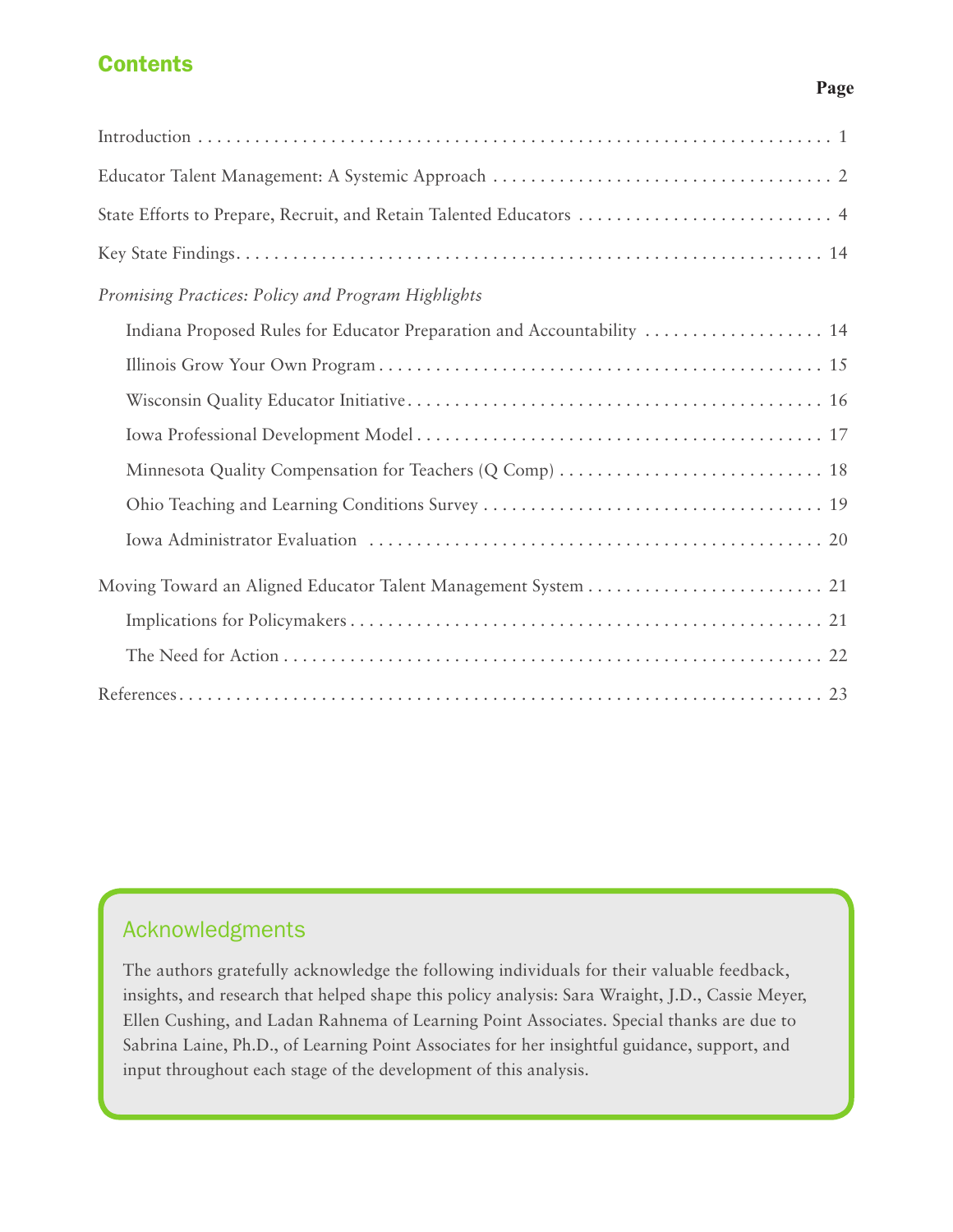## Contents

| | Page |
|---|---|
| Introduction | 1 |
| Educator Talent Management: A Systemic Approach | 2 |
| State Efforts to Prepare, Recruit, and Retain Talented Educators | 4 |
| Key State Findings | 14 |
| *Promising Practices: Policy and Program Highlights* | |
| Indiana Proposed Rules for Educator Preparation and Accountability | 14 |
| Illinois Grow Your Own Program | 15 |
| Wisconsin Quality Educator Initiative | 16 |
| Iowa Professional Development Model | 17 |
| Minnesota Quality Compensation for Teachers (Q Comp) | 18 |
| Ohio Teaching and Learning Conditions Survey | 19 |
| Iowa Administrator Evaluation | 20 |
| Moving Toward an Aligned Educator Talent Management System | 21 |
| Implications for Policymakers | 21 |
| The Need for Action | 22 |
| References | 23 |

### Acknowledgments

The authors gratefully acknowledge the following individuals for their valuable feedback, insights, and research that helped shape this policy analysis: Sara Wraight, J.D., Cassie Meyer, Ellen Cushing, and Ladan Rahnema of Learning Point Associates. Special thanks are due to Sabrina Laine, Ph.D., of Learning Point Associates for her insightful guidance, support, and input throughout each stage of the development of this analysis.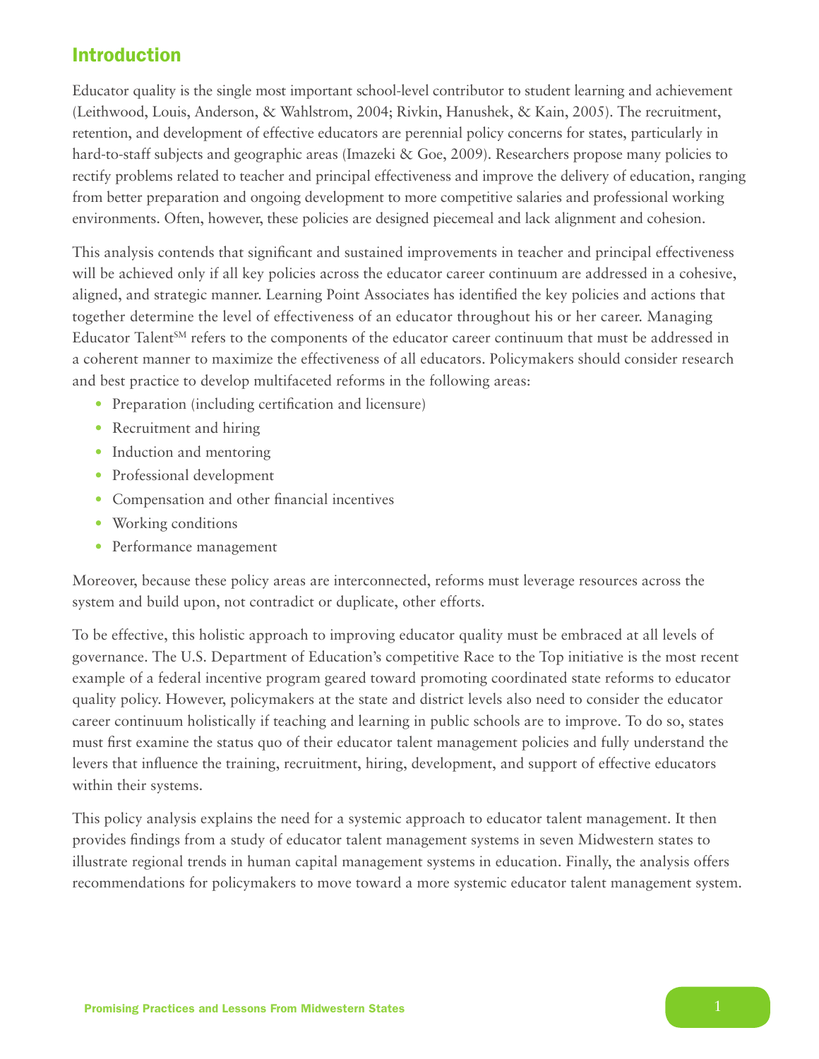## Introduction

Educator quality is the single most important school-level contributor to student learning and achievement (Leithwood, Louis, Anderson, & Wahlstrom, 2004; Rivkin, Hanushek, & Kain, 2005). The recruitment, retention, and development of effective educators are perennial policy concerns for states, particularly in hard-to-staff subjects and geographic areas (Imazeki & Goe, 2009). Researchers propose many policies to rectify problems related to teacher and principal effectiveness and improve the delivery of education, ranging from better preparation and ongoing development to more competitive salaries and professional working environments. Often, however, these policies are designed piecemeal and lack alignment and cohesion.

This analysis contends that significant and sustained improvements in teacher and principal effectiveness will be achieved only if all key policies across the educator career continuum are addressed in a cohesive, aligned, and strategic manner. Learning Point Associates has identified the key policies and actions that together determine the level of effectiveness of an educator throughout his or her career. Managing Educator Talent[SM] refers to the components of the educator career continuum that must be addressed in a coherent manner to maximize the effectiveness of all educators. Policymakers should consider research and best practice to develop multifaceted reforms in the following areas:

- Preparation (including certification and licensure)
- Recruitment and hiring
- Induction and mentoring
- Professional development
- Compensation and other financial incentives
- Working conditions
- Performance management

Moreover, because these policy areas are interconnected, reforms must leverage resources across the system and build upon, not contradict or duplicate, other efforts.

To be effective, this holistic approach to improving educator quality must be embraced at all levels of governance. The U.S. Department of Education's competitive Race to the Top initiative is the most recent example of a federal incentive program geared toward promoting coordinated state reforms to educator quality policy. However, policymakers at the state and district levels also need to consider the educator career continuum holistically if teaching and learning in public schools are to improve. To do so, states must first examine the status quo of their educator talent management policies and fully understand the levers that influence the training, recruitment, hiring, development, and support of effective educators within their systems.

This policy analysis explains the need for a systemic approach to educator talent management. It then provides findings from a study of educator talent management systems in seven Midwestern states to illustrate regional trends in human capital management systems in education. Finally, the analysis offers recommendations for policymakers to move toward a more systemic educator talent management system.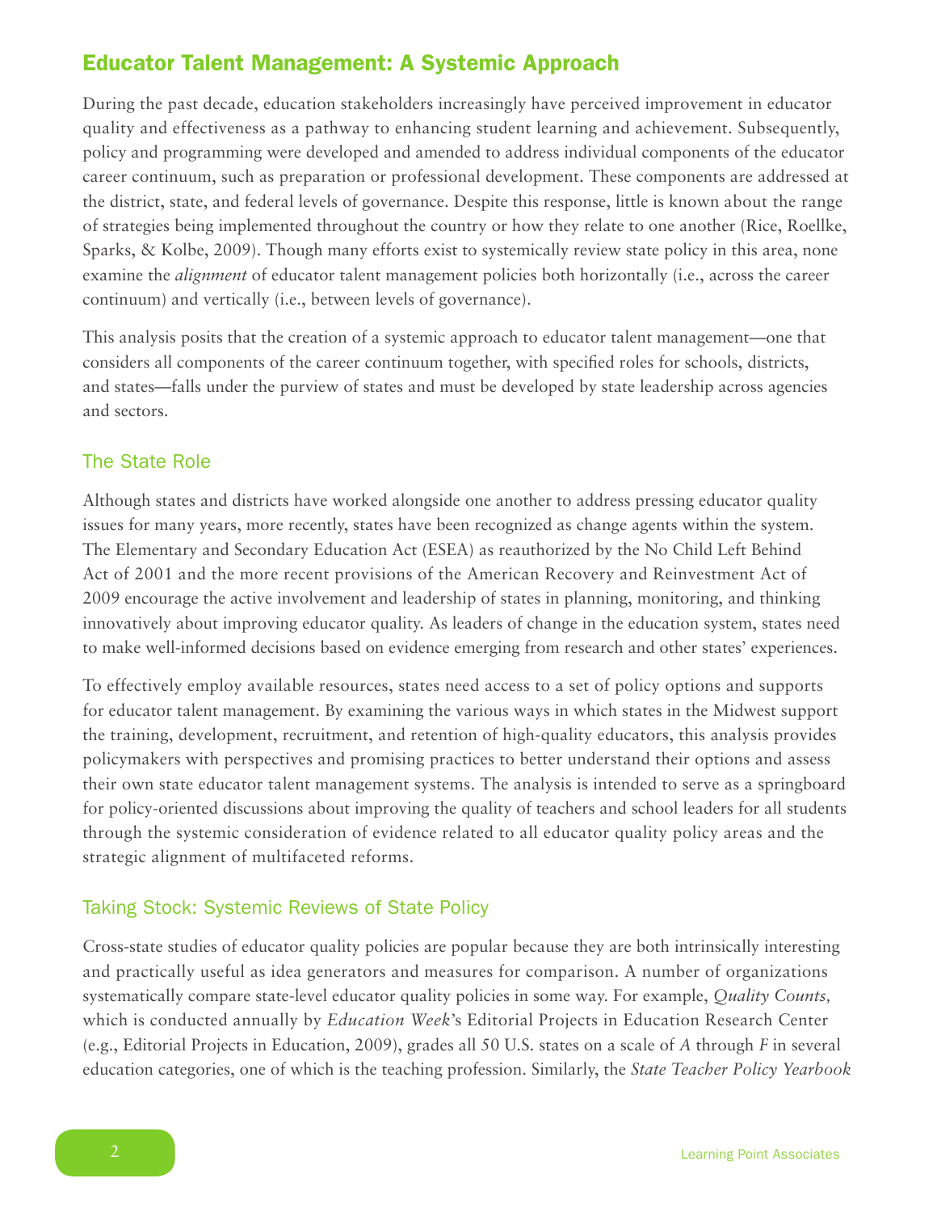## Educator Talent Management: A Systemic Approach

During the past decade, education stakeholders increasingly have perceived improvement in educator quality and effectiveness as a pathway to enhancing student learning and achievement. Subsequently, policy and programming were developed and amended to address individual components of the educator career continuum, such as preparation or professional development. These components are addressed at the district, state, and federal levels of governance. Despite this response, little is known about the range of strategies being implemented throughout the country or how they relate to one another (Rice, Roellke, Sparks, & Kolbe, 2009). Though many efforts exist to systemically review state policy in this area, none examine the *alignment* of educator talent management policies both horizontally (i.e., across the career continuum) and vertically (i.e., between levels of governance).

This analysis posits that the creation of a systemic approach to educator talent management—one that considers all components of the career continuum together, with specified roles for schools, districts, and states—falls under the purview of states and must be developed by state leadership across agencies and sectors.

### The State Role

Although states and districts have worked alongside one another to address pressing educator quality issues for many years, more recently, states have been recognized as change agents within the system. The Elementary and Secondary Education Act (ESEA) as reauthorized by the No Child Left Behind Act of 2001 and the more recent provisions of the American Recovery and Reinvestment Act of 2009 encourage the active involvement and leadership of states in planning, monitoring, and thinking innovatively about improving educator quality. As leaders of change in the education system, states need to make well-informed decisions based on evidence emerging from research and other states' experiences.

To effectively employ available resources, states need access to a set of policy options and supports for educator talent management. By examining the various ways in which states in the Midwest support the training, development, recruitment, and retention of high-quality educators, this analysis provides policymakers with perspectives and promising practices to better understand their options and assess their own state educator talent management systems. The analysis is intended to serve as a springboard for policy-oriented discussions about improving the quality of teachers and school leaders for all students through the systemic consideration of evidence related to all educator quality policy areas and the strategic alignment of multifaceted reforms.

### Taking Stock: Systemic Reviews of State Policy

Cross-state studies of educator quality policies are popular because they are both intrinsically interesting and practically useful as idea generators and measures for comparison. A number of organizations systematically compare state-level educator quality policies in some way. For example, *Quality Counts,* which is conducted annually by *Education Week*'s Editorial Projects in Education Research Center (e.g., Editorial Projects in Education, 2009), grades all 50 U.S. states on a scale of *A* through *F* in several education categories, one of which is the teaching profession. Similarly, the *State Teacher Policy Yearbook*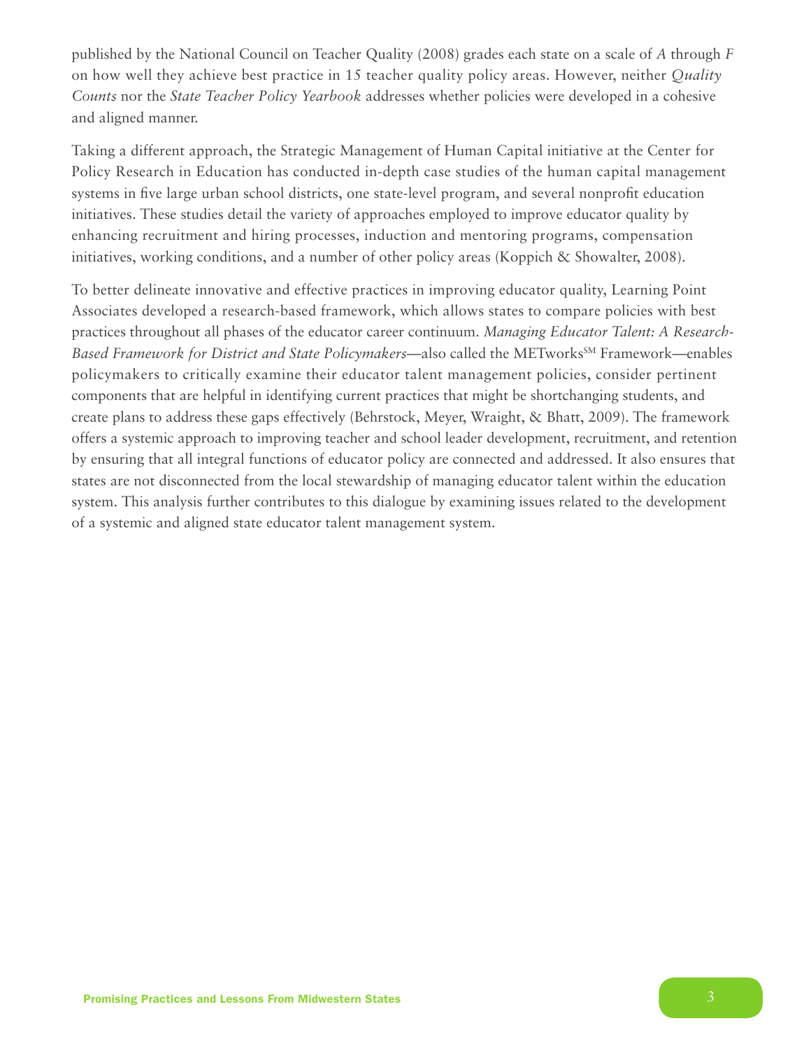published by the National Council on Teacher Quality (2008) grades each state on a scale of *A* through *F* on how well they achieve best practice in 15 teacher quality policy areas. However, neither *Quality Counts* nor the *State Teacher Policy Yearbook* addresses whether policies were developed in a cohesive and aligned manner.

Taking a different approach, the Strategic Management of Human Capital initiative at the Center for Policy Research in Education has conducted in-depth case studies of the human capital management systems in five large urban school districts, one state-level program, and several nonprofit education initiatives. These studies detail the variety of approaches employed to improve educator quality by enhancing recruitment and hiring processes, induction and mentoring programs, compensation initiatives, working conditions, and a number of other policy areas (Koppich & Showalter, 2008).

To better delineate innovative and effective practices in improving educator quality, Learning Point Associates developed a research-based framework, which allows states to compare policies with best practices throughout all phases of the educator career continuum. *Managing Educator Talent: A Research-Based Framework for District and State Policymakers*—also called the METworks[SM] Framework—enables policymakers to critically examine their educator talent management policies, consider pertinent components that are helpful in identifying current practices that might be shortchanging students, and create plans to address these gaps effectively (Behrstock, Meyer, Wraight, & Bhatt, 2009). The framework offers a systemic approach to improving teacher and school leader development, recruitment, and retention by ensuring that all integral functions of educator policy are connected and addressed. It also ensures that states are not disconnected from the local stewardship of managing educator talent within the education system. This analysis further contributes to this dialogue by examining issues related to the development of a systemic and aligned state educator talent management system.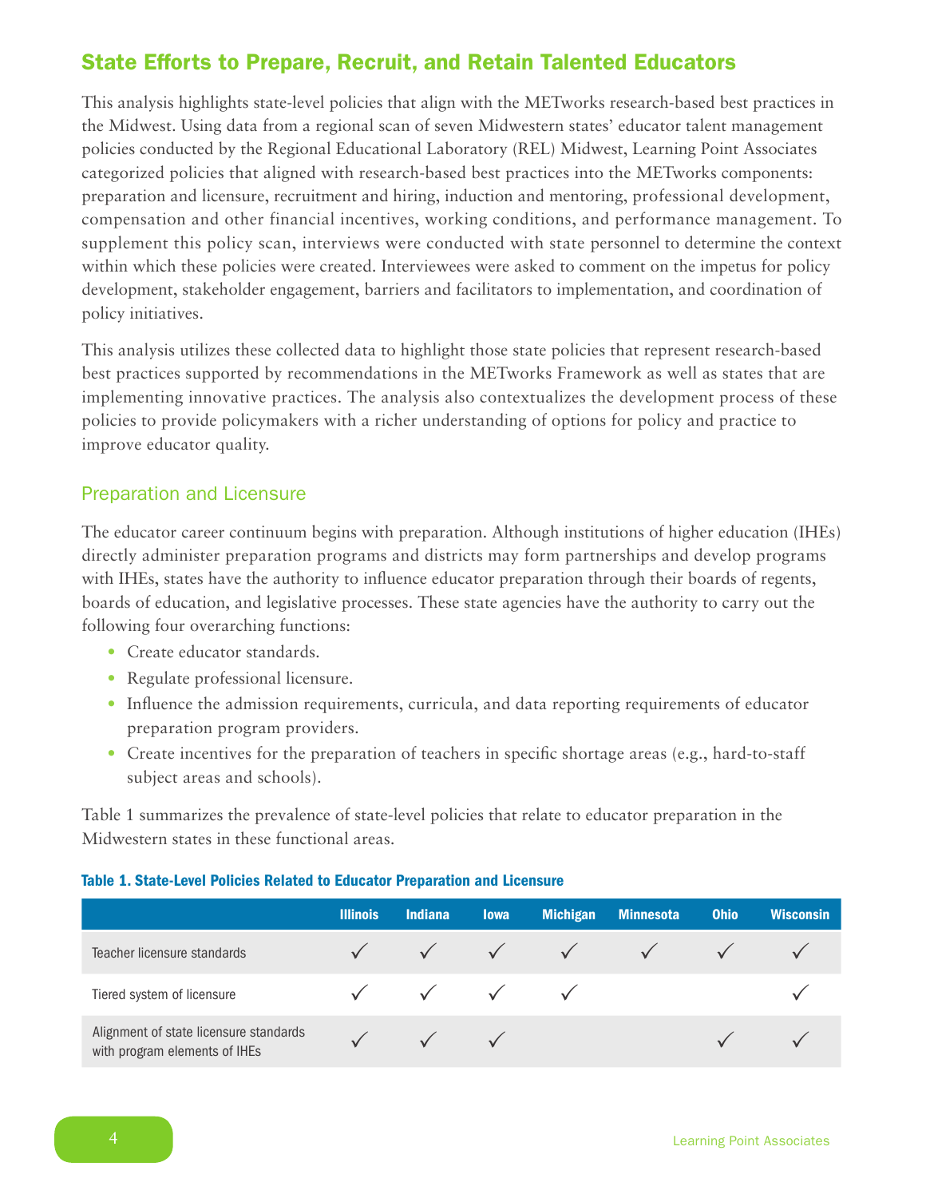## State Efforts to Prepare, Recruit, and Retain Talented Educators

This analysis highlights state-level policies that align with the METworks research-based best practices in the Midwest. Using data from a regional scan of seven Midwestern states' educator talent management policies conducted by the Regional Educational Laboratory (REL) Midwest, Learning Point Associates categorized policies that aligned with research-based best practices into the METworks components: preparation and licensure, recruitment and hiring, induction and mentoring, professional development, compensation and other financial incentives, working conditions, and performance management. To supplement this policy scan, interviews were conducted with state personnel to determine the context within which these policies were created. Interviewees were asked to comment on the impetus for policy development, stakeholder engagement, barriers and facilitators to implementation, and coordination of policy initiatives.

This analysis utilizes these collected data to highlight those state policies that represent research-based best practices supported by recommendations in the METworks Framework as well as states that are implementing innovative practices. The analysis also contextualizes the development process of these policies to provide policymakers with a richer understanding of options for policy and practice to improve educator quality.

### Preparation and Licensure

The educator career continuum begins with preparation. Although institutions of higher education (IHEs) directly administer preparation programs and districts may form partnerships and develop programs with IHEs, states have the authority to influence educator preparation through their boards of regents, boards of education, and legislative processes. These state agencies have the authority to carry out the following four overarching functions:

- Create educator standards.
- Regulate professional licensure.
- Influence the admission requirements, curricula, and data reporting requirements of educator preparation program providers.
- Create incentives for the preparation of teachers in specific shortage areas (e.g., hard-to-staff subject areas and schools).

Table 1 summarizes the prevalence of state-level policies that relate to educator preparation in the Midwestern states in these functional areas.

**Table 1. State-Level Policies Related to Educator Preparation and Licensure**

| | Illinois | Indiana | Iowa | Michigan | Minnesota | Ohio | Wisconsin |
|---|---|---|---|---|---|---|---|
| Teacher licensure standards | ✓ | ✓ | ✓ | ✓ | ✓ | ✓ | ✓ |
| Tiered system of licensure | ✓ | ✓ | ✓ | ✓ | | | ✓ |
| Alignment of state licensure standards with program elements of IHEs | ✓ | ✓ | ✓ | | | ✓ | ✓ |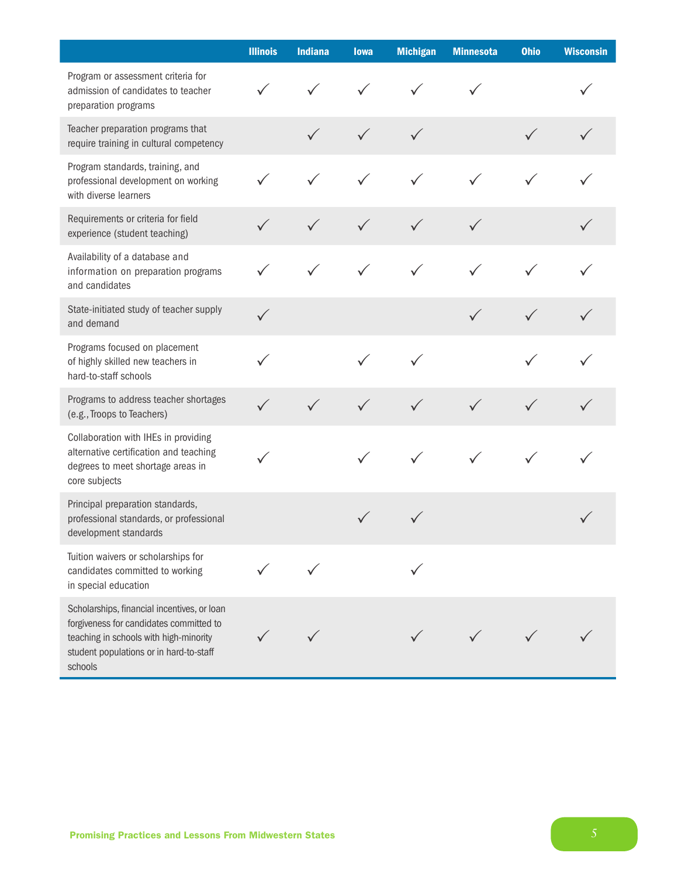| | Illinois | Indiana | Iowa | Michigan | Minnesota | Ohio | Wisconsin |
|---|---|---|---|---|---|---|---|
| Program or assessment criteria for admission of candidates to teacher preparation programs | ✓ | ✓ | ✓ | ✓ | ✓ | | ✓ |
| Teacher preparation programs that require training in cultural competency | | ✓ | ✓ | ✓ | | ✓ | ✓ |
| Program standards, training, and professional development on working with diverse learners | ✓ | ✓ | ✓ | ✓ | ✓ | ✓ | ✓ |
| Requirements or criteria for field experience (student teaching) | ✓ | ✓ | ✓ | ✓ | ✓ | | ✓ |
| Availability of a database and information on preparation programs and candidates | ✓ | ✓ | ✓ | ✓ | ✓ | ✓ | ✓ |
| State-initiated study of teacher supply and demand | ✓ | | | | ✓ | ✓ | ✓ |
| Programs focused on placement of highly skilled new teachers in hard-to-staff schools | ✓ | | ✓ | ✓ | | ✓ | ✓ |
| Programs to address teacher shortages (e.g., Troops to Teachers) | ✓ | ✓ | ✓ | ✓ | ✓ | ✓ | ✓ |
| Collaboration with IHEs in providing alternative certification and teaching degrees to meet shortage areas in core subjects | ✓ | | ✓ | ✓ | ✓ | ✓ | ✓ |
| Principal preparation standards, professional standards, or professional development standards | | | ✓ | ✓ | | | ✓ |
| Tuition waivers or scholarships for candidates committed to working in special education | ✓ | ✓ | | ✓ | | | |
| Scholarships, financial incentives, or loan forgiveness for candidates committed to teaching in schools with high-minority student populations or in hard-to-staff schools | ✓ | ✓ | | ✓ | ✓ | ✓ | ✓ |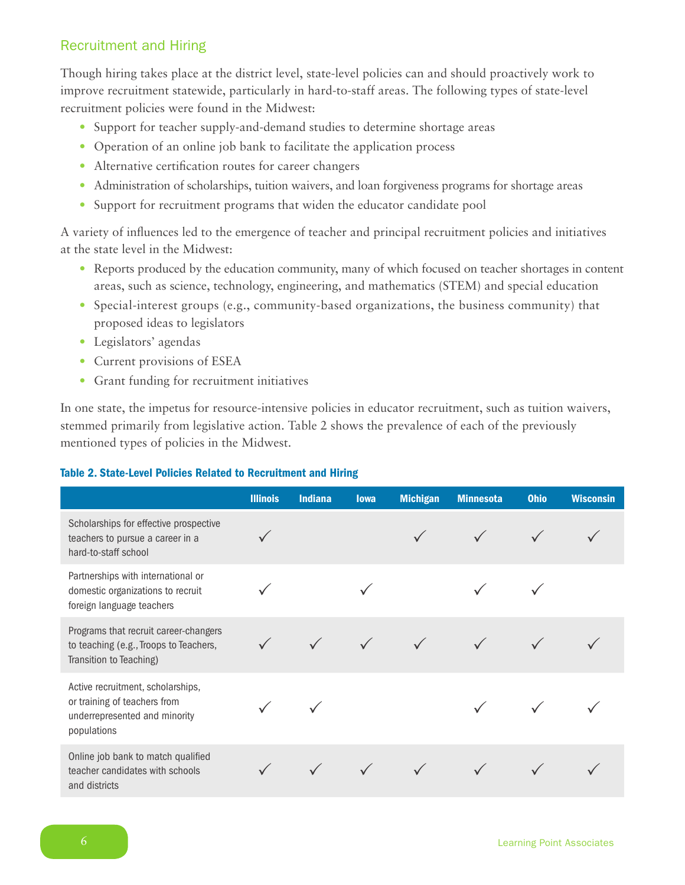## Recruitment and Hiring

Though hiring takes place at the district level, state-level policies can and should proactively work to improve recruitment statewide, particularly in hard-to-staff areas. The following types of state-level recruitment policies were found in the Midwest:

- Support for teacher supply-and-demand studies to determine shortage areas
- Operation of an online job bank to facilitate the application process
- Alternative certification routes for career changers
- Administration of scholarships, tuition waivers, and loan forgiveness programs for shortage areas
- Support for recruitment programs that widen the educator candidate pool

A variety of influences led to the emergence of teacher and principal recruitment policies and initiatives at the state level in the Midwest:

- Reports produced by the education community, many of which focused on teacher shortages in content areas, such as science, technology, engineering, and mathematics (STEM) and special education
- Special-interest groups (e.g., community-based organizations, the business community) that proposed ideas to legislators
- Legislators' agendas
- Current provisions of ESEA
- Grant funding for recruitment initiatives

In one state, the impetus for resource-intensive policies in educator recruitment, such as tuition waivers, stemmed primarily from legislative action. Table 2 shows the prevalence of each of the previously mentioned types of policies in the Midwest.

**Table 2. State-Level Policies Related to Recruitment and Hiring**

| | Illinois | Indiana | Iowa | Michigan | Minnesota | Ohio | Wisconsin |
|---|---|---|---|---|---|---|---|
| Scholarships for effective prospective teachers to pursue a career in a hard-to-staff school | ✓ | | | ✓ | ✓ | ✓ | ✓ |
| Partnerships with international or domestic organizations to recruit foreign language teachers | ✓ | | ✓ | | ✓ | ✓ | |
| Programs that recruit career-changers to teaching (e.g., Troops to Teachers, Transition to Teaching) | ✓ | ✓ | ✓ | ✓ | ✓ | ✓ | ✓ |
| Active recruitment, scholarships, or training of teachers from underrepresented and minority populations | ✓ | ✓ | | | ✓ | ✓ | ✓ |
| Online job bank to match qualified teacher candidates with schools and districts | ✓ | ✓ | ✓ | ✓ | ✓ | ✓ | ✓ |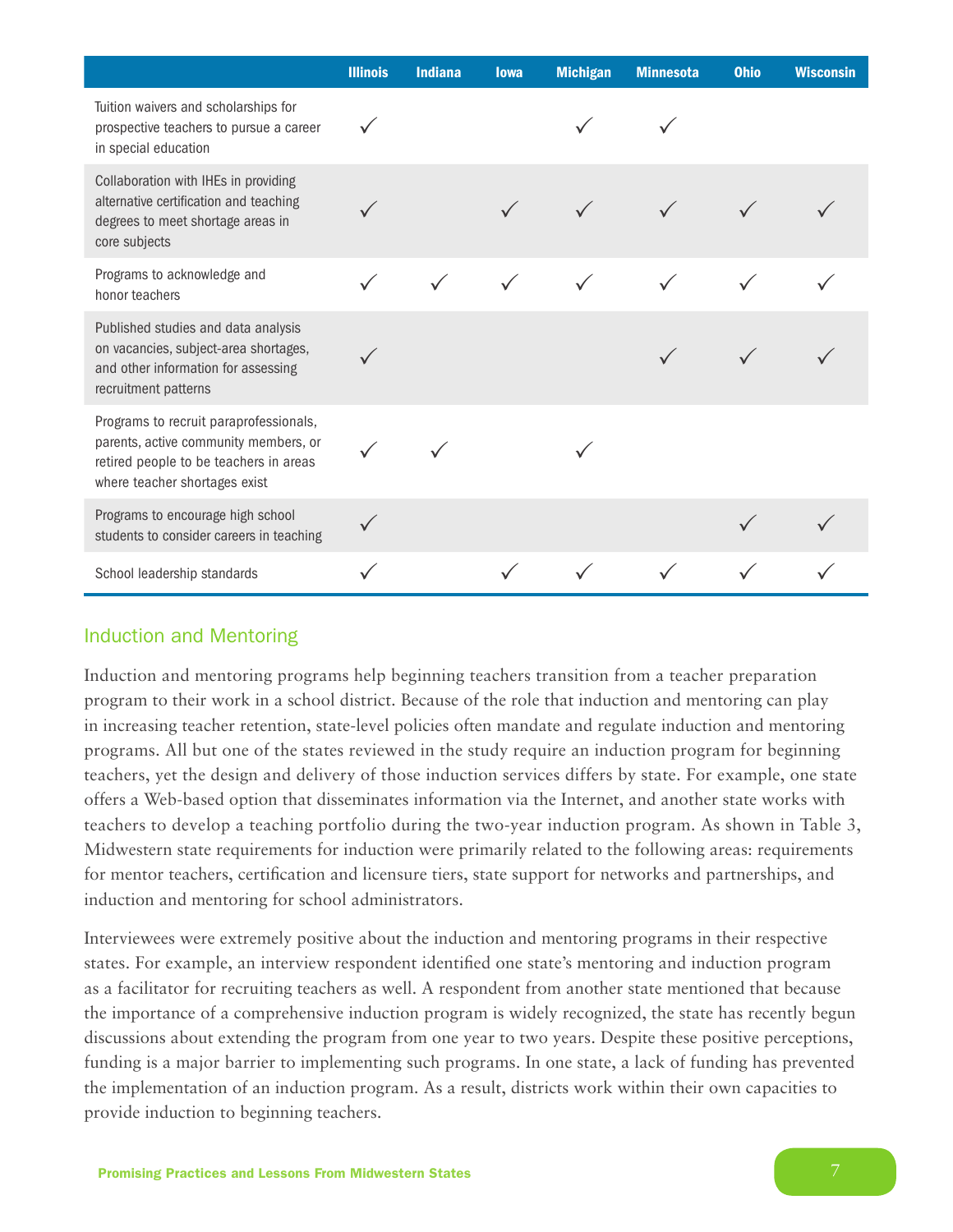| | Illinois | Indiana | Iowa | Michigan | Minnesota | Ohio | Wisconsin |
|---|---|---|---|---|---|---|---|
| Tuition waivers and scholarships for prospective teachers to pursue a career in special education | ✓ | | | ✓ | ✓ | | |
| Collaboration with IHEs in providing alternative certification and teaching degrees to meet shortage areas in core subjects | ✓ | | ✓ | ✓ | ✓ | ✓ | ✓ |
| Programs to acknowledge and honor teachers | ✓ | ✓ | ✓ | ✓ | ✓ | ✓ | ✓ |
| Published studies and data analysis on vacancies, subject-area shortages, and other information for assessing recruitment patterns | ✓ | | | | ✓ | ✓ | ✓ |
| Programs to recruit paraprofessionals, parents, active community members, or retired people to be teachers in areas where teacher shortages exist | ✓ | ✓ | | ✓ | | | |
| Programs to encourage high school students to consider careers in teaching | ✓ | | | | | ✓ | ✓ |
| School leadership standards | ✓ | | ✓ | ✓ | ✓ | ✓ | ✓ |

## Induction and Mentoring

Induction and mentoring programs help beginning teachers transition from a teacher preparation program to their work in a school district. Because of the role that induction and mentoring can play in increasing teacher retention, state-level policies often mandate and regulate induction and mentoring programs. All but one of the states reviewed in the study require an induction program for beginning teachers, yet the design and delivery of those induction services differs by state. For example, one state offers a Web-based option that disseminates information via the Internet, and another state works with teachers to develop a teaching portfolio during the two-year induction program. As shown in Table 3, Midwestern state requirements for induction were primarily related to the following areas: requirements for mentor teachers, certification and licensure tiers, state support for networks and partnerships, and induction and mentoring for school administrators.

Interviewees were extremely positive about the induction and mentoring programs in their respective states. For example, an interview respondent identified one state's mentoring and induction program as a facilitator for recruiting teachers as well. A respondent from another state mentioned that because the importance of a comprehensive induction program is widely recognized, the state has recently begun discussions about extending the program from one year to two years. Despite these positive perceptions, funding is a major barrier to implementing such programs. In one state, a lack of funding has prevented the implementation of an induction program. As a result, districts work within their own capacities to provide induction to beginning teachers.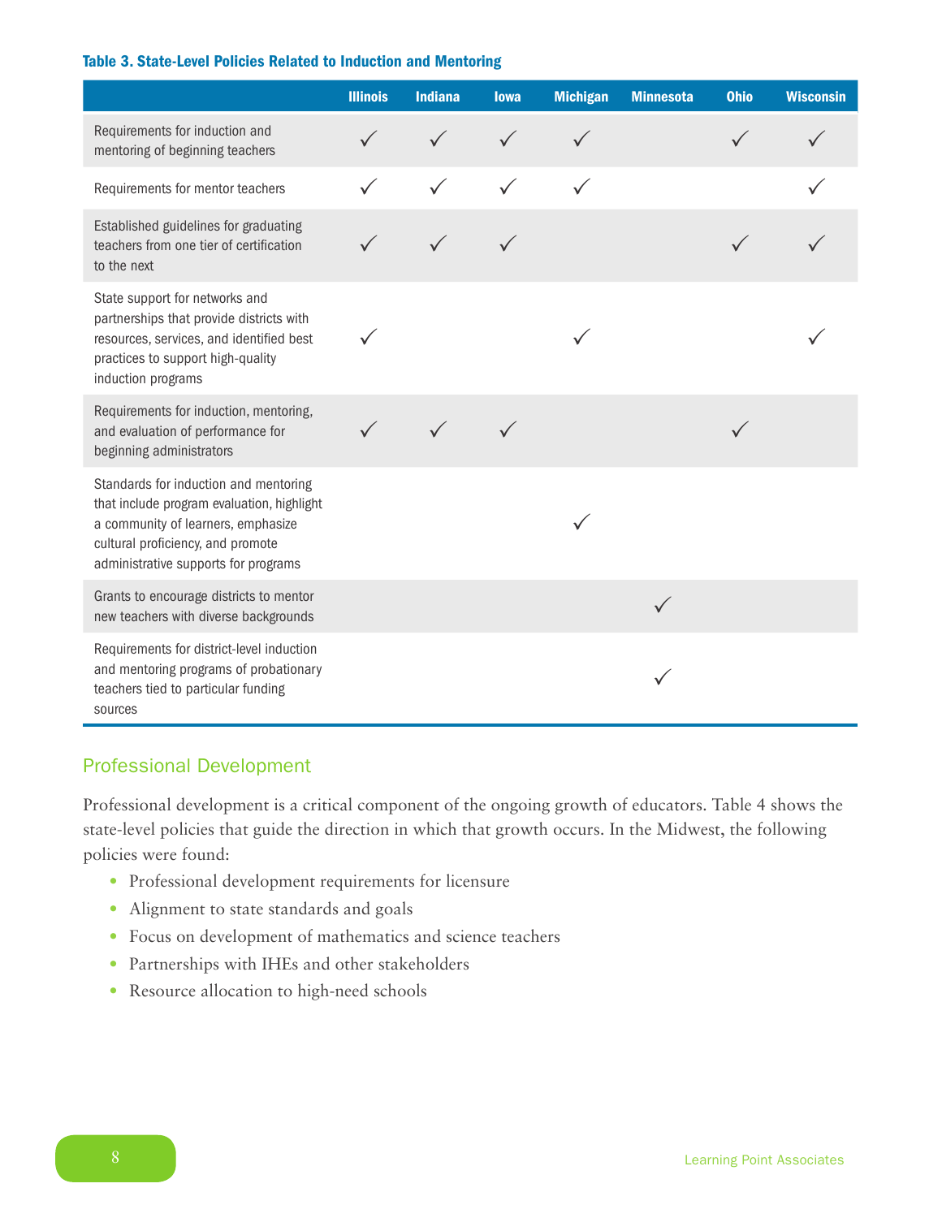**Table 3. State-Level Policies Related to Induction and Mentoring**

| | Illinois | Indiana | Iowa | Michigan | Minnesota | Ohio | Wisconsin |
|---|---|---|---|---|---|---|---|
| Requirements for induction and mentoring of beginning teachers | ✓ | ✓ | ✓ | ✓ | | ✓ | ✓ |
| Requirements for mentor teachers | ✓ | ✓ | ✓ | ✓ | | | ✓ |
| Established guidelines for graduating teachers from one tier of certification to the next | ✓ | ✓ | ✓ | | | ✓ | ✓ |
| State support for networks and partnerships that provide districts with resources, services, and identified best practices to support high-quality induction programs | ✓ | | | ✓ | | | ✓ |
| Requirements for induction, mentoring, and evaluation of performance for beginning administrators | ✓ | ✓ | ✓ | | | ✓ | |
| Standards for induction and mentoring that include program evaluation, highlight a community of learners, emphasize cultural proficiency, and promote administrative supports for programs | | | | ✓ | | | |
| Grants to encourage districts to mentor new teachers with diverse backgrounds | | | | | ✓ | | |
| Requirements for district-level induction and mentoring programs of probationary teachers tied to particular funding sources | | | | | ✓ | | |

## Professional Development

Professional development is a critical component of the ongoing growth of educators. Table 4 shows the state-level policies that guide the direction in which that growth occurs. In the Midwest, the following policies were found:

- Professional development requirements for licensure
- Alignment to state standards and goals
- Focus on development of mathematics and science teachers
- Partnerships with IHEs and other stakeholders
- Resource allocation to high-need schools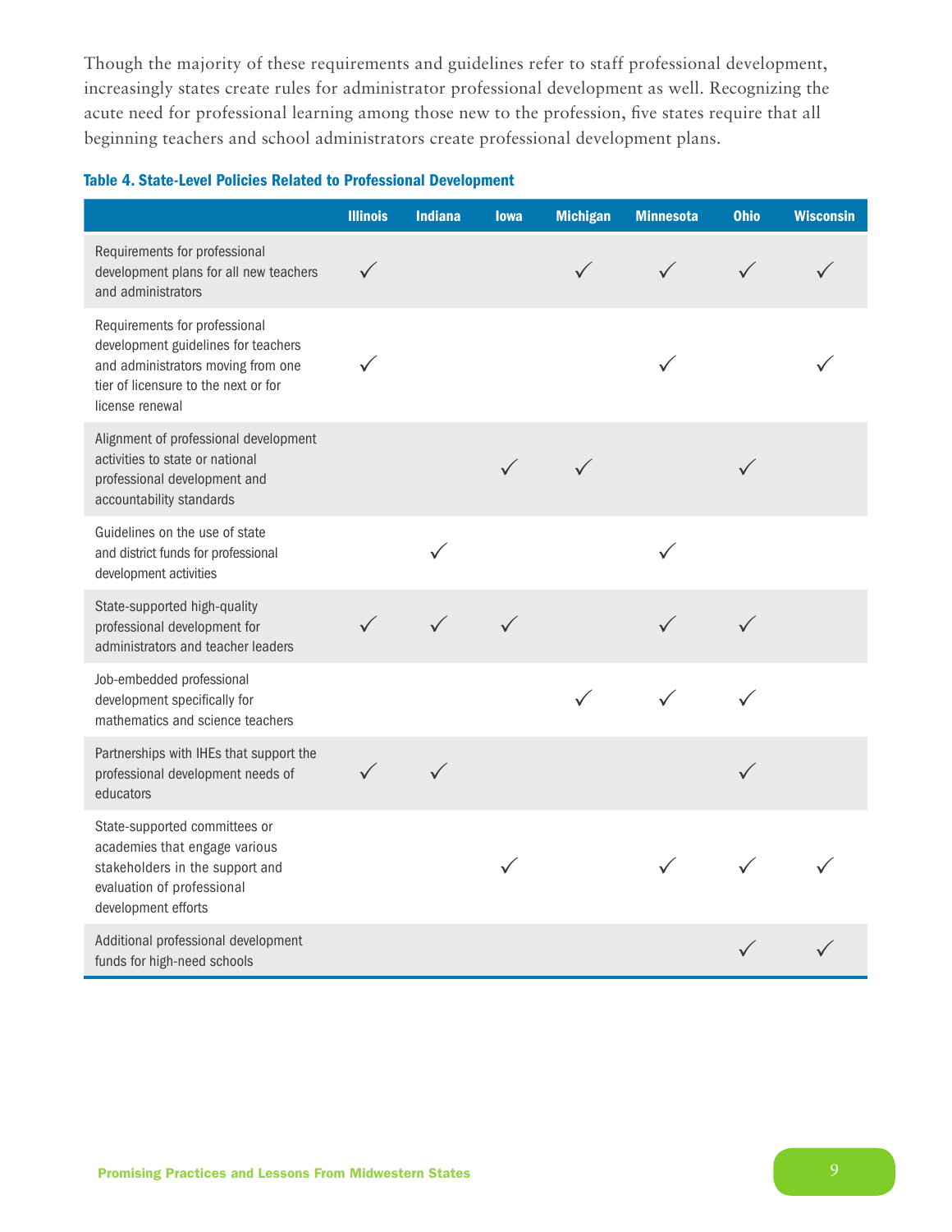Though the majority of these requirements and guidelines refer to staff professional development, increasingly states create rules for administrator professional development as well. Recognizing the acute need for professional learning among those new to the profession, five states require that all beginning teachers and school administrators create professional development plans.

**Table 4. State-Level Policies Related to Professional Development**

| | Illinois | Indiana | Iowa | Michigan | Minnesota | Ohio | Wisconsin |
|---|---|---|---|---|---|---|---|
| Requirements for professional development plans for all new teachers and administrators | ✓ | | | ✓ | ✓ | ✓ | ✓ |
| Requirements for professional development guidelines for teachers and administrators moving from one tier of licensure to the next or for license renewal | ✓ | | | | ✓ | | ✓ |
| Alignment of professional development activities to state or national professional development and accountability standards | | | ✓ | ✓ | | ✓ | |
| Guidelines on the use of state and district funds for professional development activities | | ✓ | | | ✓ | | |
| State-supported high-quality professional development for administrators and teacher leaders | ✓ | ✓ | ✓ | | ✓ | ✓ | |
| Job-embedded professional development specifically for mathematics and science teachers | | | | ✓ | ✓ | ✓ | |
| Partnerships with IHEs that support the professional development needs of educators | ✓ | ✓ | | | | ✓ | |
| State-supported committees or academies that engage various stakeholders in the support and evaluation of professional development efforts | | | ✓ | | ✓ | ✓ | ✓ |
| Additional professional development funds for high-need schools | | | | | | ✓ | ✓ |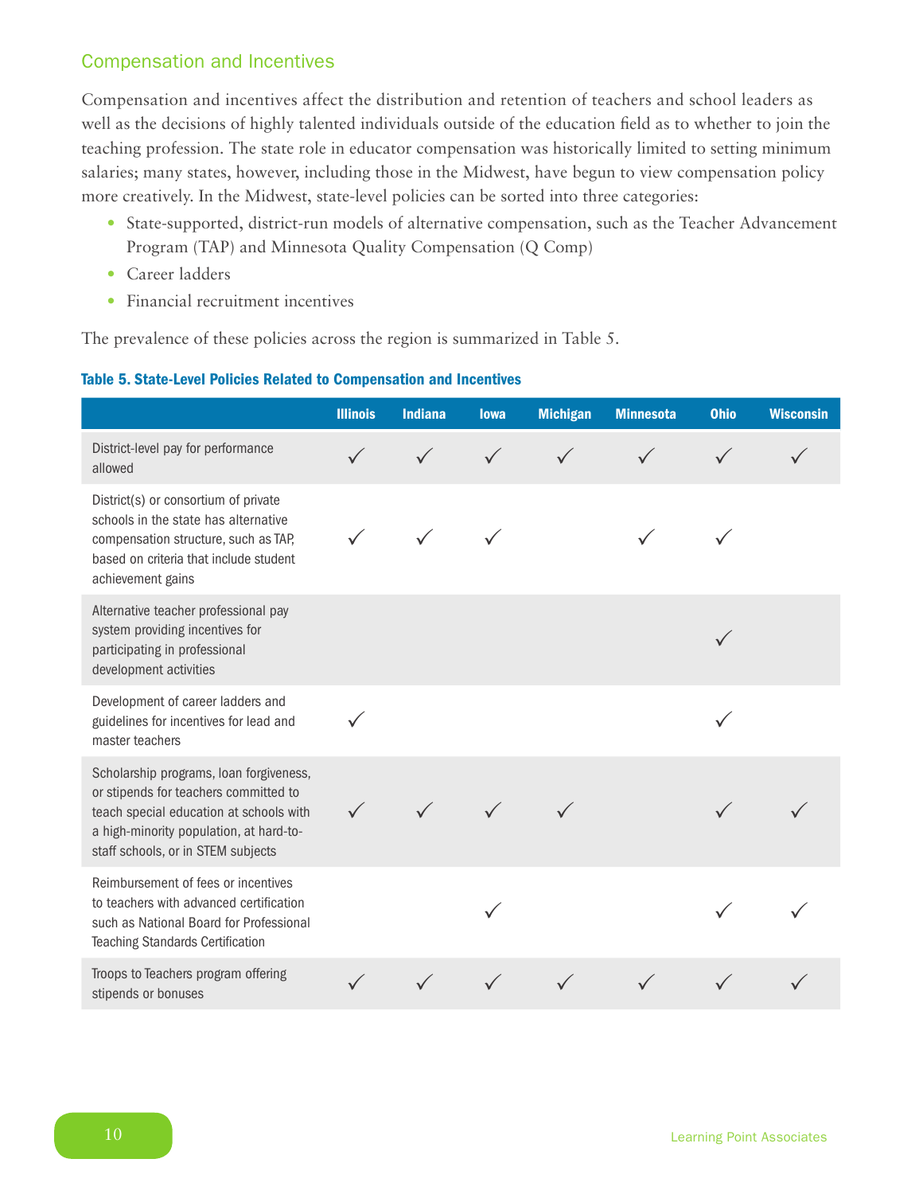## Compensation and Incentives

Compensation and incentives affect the distribution and retention of teachers and school leaders as well as the decisions of highly talented individuals outside of the education field as to whether to join the teaching profession. The state role in educator compensation was historically limited to setting minimum salaries; many states, however, including those in the Midwest, have begun to view compensation policy more creatively. In the Midwest, state-level policies can be sorted into three categories:

- State-supported, district-run models of alternative compensation, such as the Teacher Advancement Program (TAP) and Minnesota Quality Compensation (Q Comp)
- Career ladders
- Financial recruitment incentives

The prevalence of these policies across the region is summarized in Table 5.

**Table 5. State-Level Policies Related to Compensation and Incentives**

| | Illinois | Indiana | Iowa | Michigan | Minnesota | Ohio | Wisconsin |
|---|---|---|---|---|---|---|---|
| District-level pay for performance allowed | ✓ | ✓ | ✓ | ✓ | ✓ | ✓ | ✓ |
| District(s) or consortium of private schools in the state has alternative compensation structure, such as TAP, based on criteria that include student achievement gains | ✓ | ✓ | ✓ | | ✓ | ✓ | |
| Alternative teacher professional pay system providing incentives for participating in professional development activities | | | | | | ✓ | |
| Development of career ladders and guidelines for incentives for lead and master teachers | ✓ | | | | | ✓ | |
| Scholarship programs, loan forgiveness, or stipends for teachers committed to teach special education at schools with a high-minority population, at hard-to-staff schools, or in STEM subjects | ✓ | ✓ | ✓ | ✓ | | ✓ | ✓ |
| Reimbursement of fees or incentives to teachers with advanced certification such as National Board for Professional Teaching Standards Certification | | | ✓ | | | ✓ | ✓ |
| Troops to Teachers program offering stipends or bonuses | ✓ | ✓ | ✓ | ✓ | ✓ | ✓ | ✓ |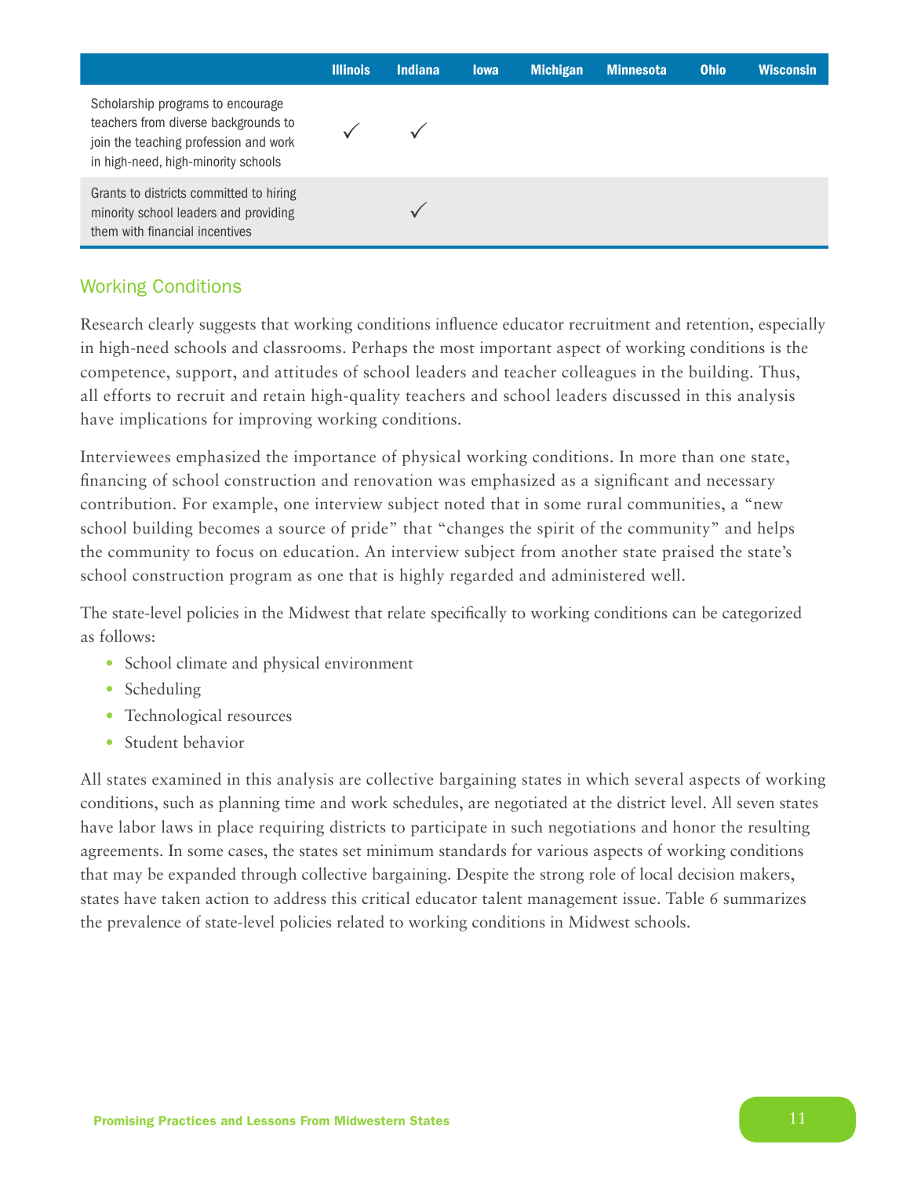| | Illinois | Indiana | Iowa | Michigan | Minnesota | Ohio | Wisconsin |
|---|---|---|---|---|---|---|---|
| Scholarship programs to encourage teachers from diverse backgrounds to join the teaching profession and work in high-need, high-minority schools | ✓ | ✓ | | | | | |
| Grants to districts committed to hiring minority school leaders and providing them with financial incentives | | ✓ | | | | | |

## Working Conditions

Research clearly suggests that working conditions influence educator recruitment and retention, especially in high-need schools and classrooms. Perhaps the most important aspect of working conditions is the competence, support, and attitudes of school leaders and teacher colleagues in the building. Thus, all efforts to recruit and retain high-quality teachers and school leaders discussed in this analysis have implications for improving working conditions.

Interviewees emphasized the importance of physical working conditions. In more than one state, financing of school construction and renovation was emphasized as a significant and necessary contribution. For example, one interview subject noted that in some rural communities, a "new school building becomes a source of pride" that "changes the spirit of the community" and helps the community to focus on education. An interview subject from another state praised the state's school construction program as one that is highly regarded and administered well.

The state-level policies in the Midwest that relate specifically to working conditions can be categorized as follows:

- School climate and physical environment
- Scheduling
- Technological resources
- Student behavior

All states examined in this analysis are collective bargaining states in which several aspects of working conditions, such as planning time and work schedules, are negotiated at the district level. All seven states have labor laws in place requiring districts to participate in such negotiations and honor the resulting agreements. In some cases, the states set minimum standards for various aspects of working conditions that may be expanded through collective bargaining. Despite the strong role of local decision makers, states have taken action to address this critical educator talent management issue. Table 6 summarizes the prevalence of state-level policies related to working conditions in Midwest schools.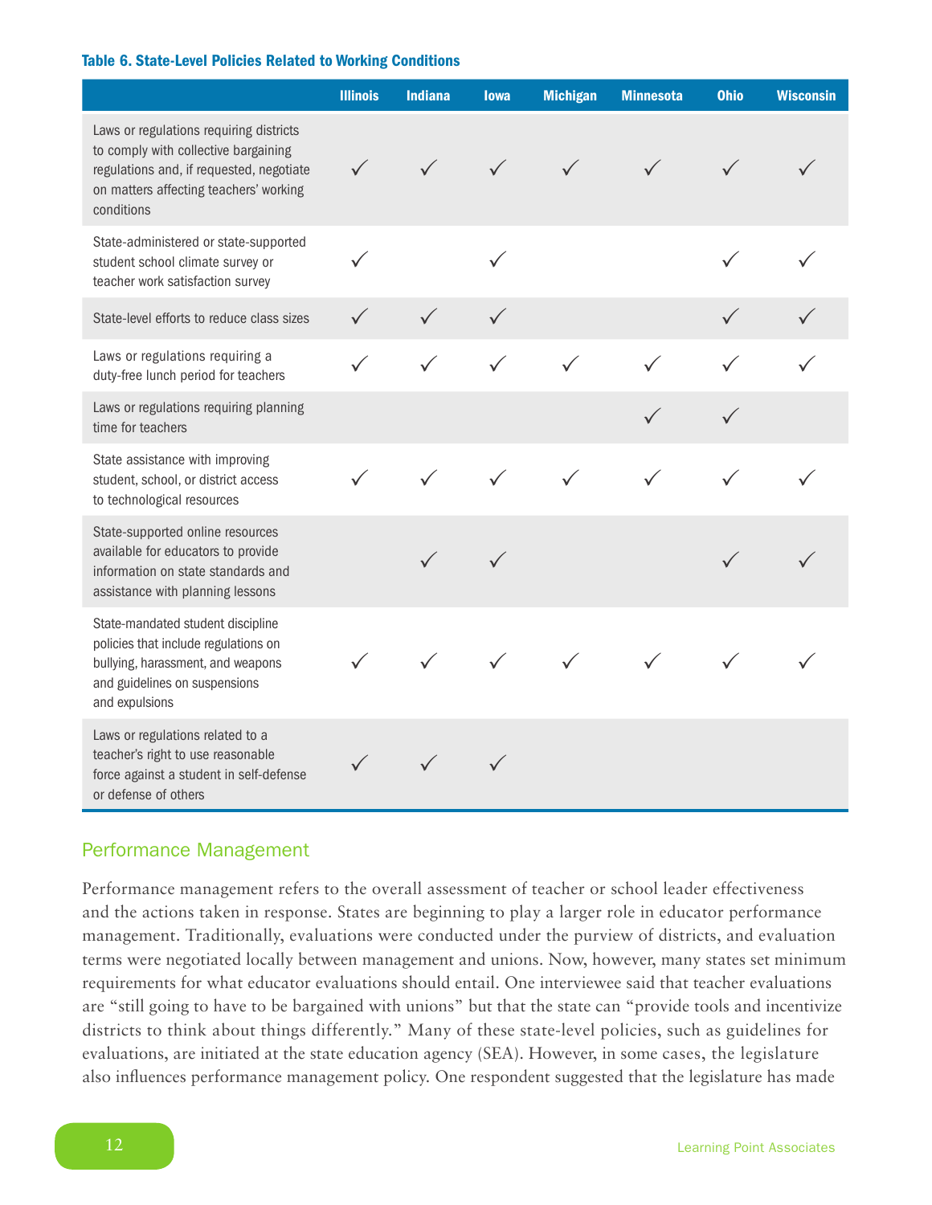**Table 6. State-Level Policies Related to Working Conditions**

| | Illinois | Indiana | Iowa | Michigan | Minnesota | Ohio | Wisconsin |
|---|---|---|---|---|---|---|---|
| Laws or regulations requiring districts to comply with collective bargaining regulations and, if requested, negotiate on matters affecting teachers' working conditions | ✓ | ✓ | ✓ | ✓ | ✓ | ✓ | ✓ |
| State-administered or state-supported student school climate survey or teacher work satisfaction survey | ✓ | | ✓ | | | ✓ | ✓ |
| State-level efforts to reduce class sizes | ✓ | ✓ | ✓ | | | ✓ | ✓ |
| Laws or regulations requiring a duty-free lunch period for teachers | ✓ | ✓ | ✓ | ✓ | ✓ | ✓ | ✓ |
| Laws or regulations requiring planning time for teachers | | | | | ✓ | ✓ | |
| State assistance with improving student, school, or district access to technological resources | ✓ | ✓ | ✓ | ✓ | ✓ | ✓ | ✓ |
| State-supported online resources available for educators to provide information on state standards and assistance with planning lessons | | ✓ | ✓ | | | ✓ | ✓ |
| State-mandated student discipline policies that include regulations on bullying, harassment, and weapons and guidelines on suspensions and expulsions | ✓ | ✓ | ✓ | ✓ | ✓ | ✓ | ✓ |
| Laws or regulations related to a teacher's right to use reasonable force against a student in self-defense or defense of others | ✓ | ✓ | ✓ | | | | |

## Performance Management

Performance management refers to the overall assessment of teacher or school leader effectiveness and the actions taken in response. States are beginning to play a larger role in educator performance management. Traditionally, evaluations were conducted under the purview of districts, and evaluation terms were negotiated locally between management and unions. Now, however, many states set minimum requirements for what educator evaluations should entail. One interviewee said that teacher evaluations are "still going to have to be bargained with unions" but that the state can "provide tools and incentivize districts to think about things differently." Many of these state-level policies, such as guidelines for evaluations, are initiated at the state education agency (SEA). However, in some cases, the legislature also influences performance management policy. One respondent suggested that the legislature has made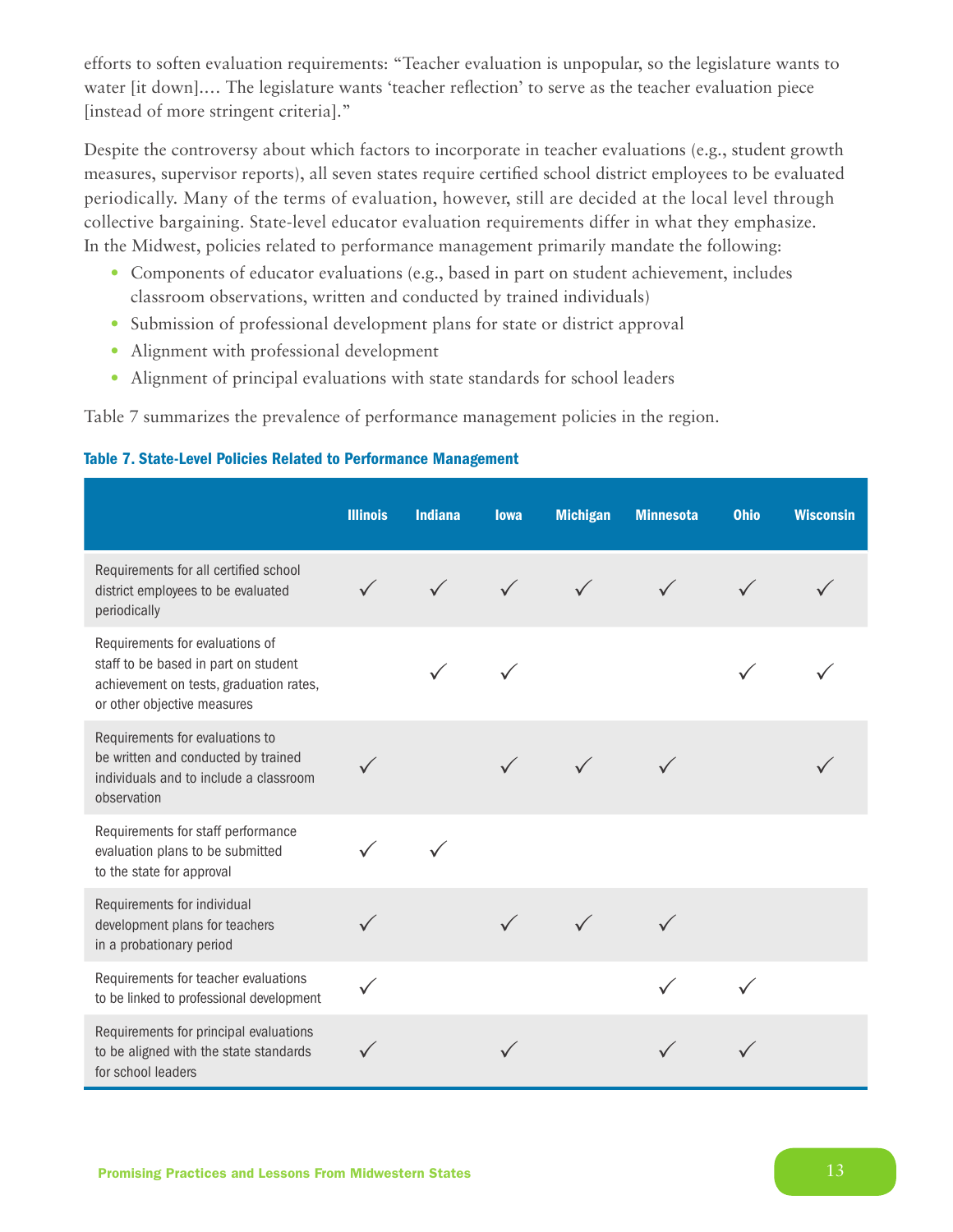efforts to soften evaluation requirements: "Teacher evaluation is unpopular, so the legislature wants to water [it down].... The legislature wants 'teacher reflection' to serve as the teacher evaluation piece [instead of more stringent criteria]."

Despite the controversy about which factors to incorporate in teacher evaluations (e.g., student growth measures, supervisor reports), all seven states require certified school district employees to be evaluated periodically. Many of the terms of evaluation, however, still are decided at the local level through collective bargaining. State-level educator evaluation requirements differ in what they emphasize. In the Midwest, policies related to performance management primarily mandate the following:

- Components of educator evaluations (e.g., based in part on student achievement, includes classroom observations, written and conducted by trained individuals)
- Submission of professional development plans for state or district approval
- Alignment with professional development
- Alignment of principal evaluations with state standards for school leaders

Table 7 summarizes the prevalence of performance management policies in the region.

**Table 7. State-Level Policies Related to Performance Management**

| | Illinois | Indiana | Iowa | Michigan | Minnesota | Ohio | Wisconsin |
|---|---|---|---|---|---|---|---|
| Requirements for all certified school district employees to be evaluated periodically | ✓ | ✓ | ✓ | ✓ | ✓ | ✓ | ✓ |
| Requirements for evaluations of staff to be based in part on student achievement on tests, graduation rates, or other objective measures | | ✓ | ✓ | | | ✓ | ✓ |
| Requirements for evaluations to be written and conducted by trained individuals and to include a classroom observation | ✓ | | ✓ | ✓ | ✓ | | ✓ |
| Requirements for staff performance evaluation plans to be submitted to the state for approval | ✓ | ✓ | | | | | |
| Requirements for individual development plans for teachers in a probationary period | ✓ | | ✓ | ✓ | ✓ | | |
| Requirements for teacher evaluations to be linked to professional development | ✓ | | | | ✓ | ✓ | |
| Requirements for principal evaluations to be aligned with the state standards for school leaders | ✓ | | ✓ | | ✓ | ✓ | |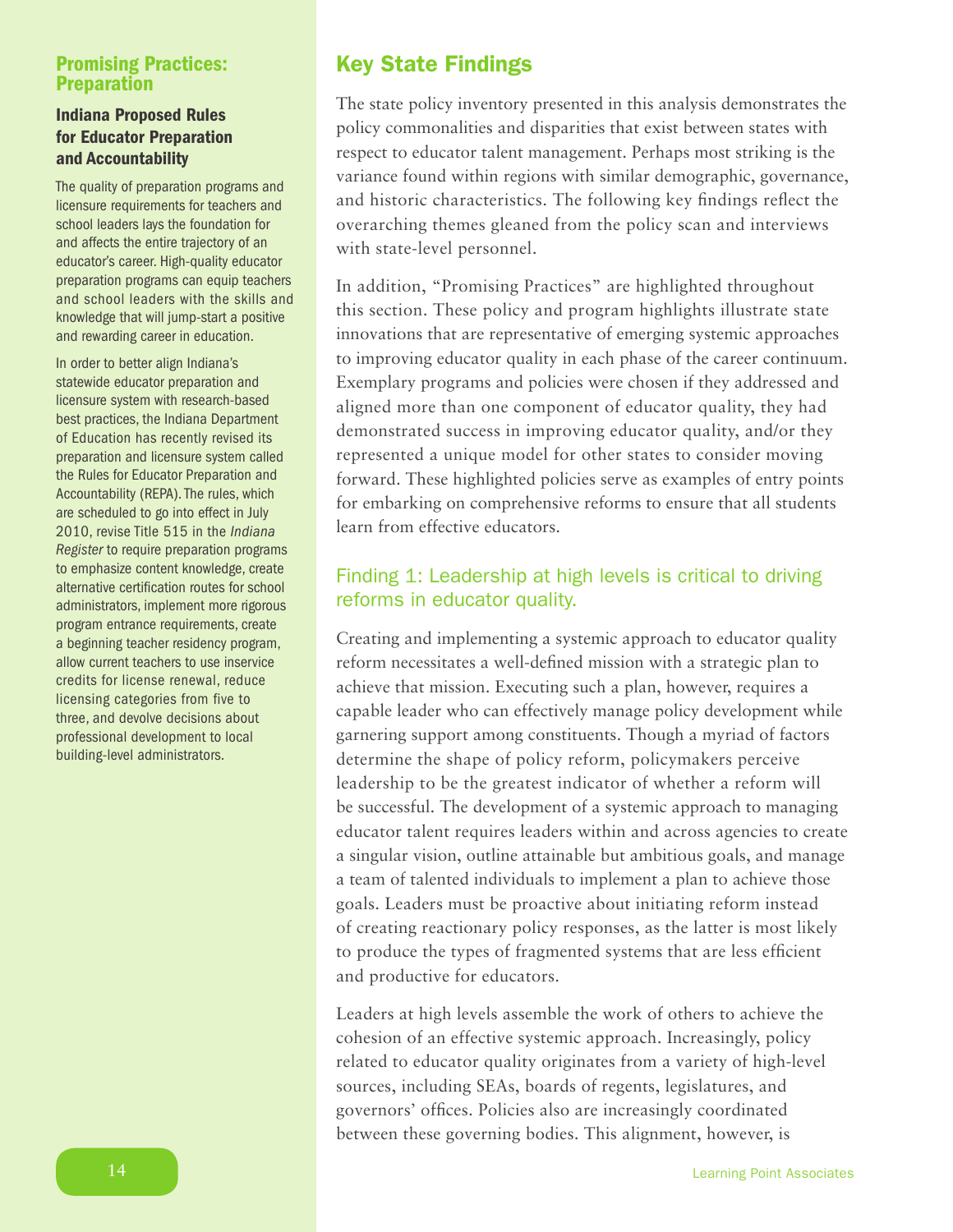## Promising Practices: Preparation

### Indiana Proposed Rules for Educator Preparation and Accountability

The quality of preparation programs and licensure requirements for teachers and school leaders lays the foundation for and affects the entire trajectory of an educator's career. High-quality educator preparation programs can equip teachers and school leaders with the skills and knowledge that will jump-start a positive and rewarding career in education.

In order to better align Indiana's statewide educator preparation and licensure system with research-based best practices, the Indiana Department of Education has recently revised its preparation and licensure system called the Rules for Educator Preparation and Accountability (REPA). The rules, which are scheduled to go into effect in July 2010, revise Title 515 in the *Indiana Register* to require preparation programs to emphasize content knowledge, create alternative certification routes for school administrators, implement more rigorous program entrance requirements, create a beginning teacher residency program, allow current teachers to use inservice credits for license renewal, reduce licensing categories from five to three, and devolve decisions about professional development to local building-level administrators.

## Key State Findings

The state policy inventory presented in this analysis demonstrates the policy commonalities and disparities that exist between states with respect to educator talent management. Perhaps most striking is the variance found within regions with similar demographic, governance, and historic characteristics. The following key findings reflect the overarching themes gleaned from the policy scan and interviews with state-level personnel.

In addition, "Promising Practices" are highlighted throughout this section. These policy and program highlights illustrate state innovations that are representative of emerging systemic approaches to improving educator quality in each phase of the career continuum. Exemplary programs and policies were chosen if they addressed and aligned more than one component of educator quality, they had demonstrated success in improving educator quality, and/or they represented a unique model for other states to consider moving forward. These highlighted policies serve as examples of entry points for embarking on comprehensive reforms to ensure that all students learn from effective educators.

### Finding 1: Leadership at high levels is critical to driving reforms in educator quality.

Creating and implementing a systemic approach to educator quality reform necessitates a well-defined mission with a strategic plan to achieve that mission. Executing such a plan, however, requires a capable leader who can effectively manage policy development while garnering support among constituents. Though a myriad of factors determine the shape of policy reform, policymakers perceive leadership to be the greatest indicator of whether a reform will be successful. The development of a systemic approach to managing educator talent requires leaders within and across agencies to create a singular vision, outline attainable but ambitious goals, and manage a team of talented individuals to implement a plan to achieve those goals. Leaders must be proactive about initiating reform instead of creating reactionary policy responses, as the latter is most likely to produce the types of fragmented systems that are less efficient and productive for educators.

Leaders at high levels assemble the work of others to achieve the cohesion of an effective systemic approach. Increasingly, policy related to educator quality originates from a variety of high-level sources, including SEAs, boards of regents, legislatures, and governors' offices. Policies also are increasingly coordinated between these governing bodies. This alignment, however, is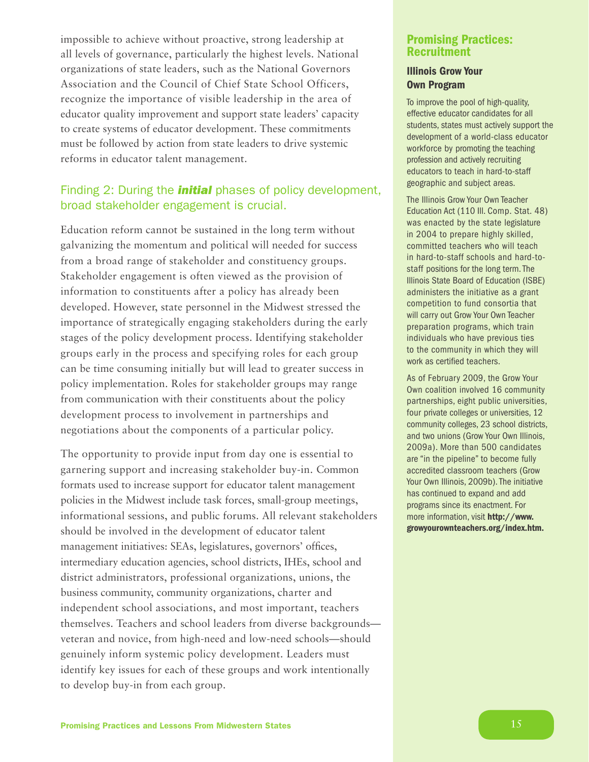impossible to achieve without proactive, strong leadership at all levels of governance, particularly the highest levels. National organizations of state leaders, such as the National Governors Association and the Council of Chief State School Officers, recognize the importance of visible leadership in the area of educator quality improvement and support state leaders' capacity to create systems of educator development. These commitments must be followed by action from state leaders to drive systemic reforms in educator talent management.

## Finding 2: During the ***initial*** phases of policy development, broad stakeholder engagement is crucial.

Education reform cannot be sustained in the long term without galvanizing the momentum and political will needed for success from a broad range of stakeholder and constituency groups. Stakeholder engagement is often viewed as the provision of information to constituents after a policy has already been developed. However, state personnel in the Midwest stressed the importance of strategically engaging stakeholders during the early stages of the policy development process. Identifying stakeholder groups early in the process and specifying roles for each group can be time consuming initially but will lead to greater success in policy implementation. Roles for stakeholder groups may range from communication with their constituents about the policy development process to involvement in partnerships and negotiations about the components of a particular policy.

The opportunity to provide input from day one is essential to garnering support and increasing stakeholder buy-in. Common formats used to increase support for educator talent management policies in the Midwest include task forces, small-group meetings, informational sessions, and public forums. All relevant stakeholders should be involved in the development of educator talent management initiatives: SEAs, legislatures, governors' offices, intermediary education agencies, school districts, IHEs, school and district administrators, professional organizations, unions, the business community, community organizations, charter and independent school associations, and most important, teachers themselves. Teachers and school leaders from diverse backgrounds—veteran and novice, from high-need and low-need schools—should genuinely inform systemic policy development. Leaders must identify key issues for each of these groups and work intentionally to develop buy-in from each group.

## Promising Practices: Recruitment

### Illinois Grow Your Own Program

To improve the pool of high-quality, effective educator candidates for all students, states must actively support the development of a world-class educator workforce by promoting the teaching profession and actively recruiting educators to teach in hard-to-staff geographic and subject areas.

The Illinois Grow Your Own Teacher Education Act (110 Ill. Comp. Stat. 48) was enacted by the state legislature in 2004 to prepare highly skilled, committed teachers who will teach in hard-to-staff schools and hard-to-staff positions for the long term. The Illinois State Board of Education (ISBE) administers the initiative as a grant competition to fund consortia that will carry out Grow Your Own Teacher preparation programs, which train individuals who have previous ties to the community in which they will work as certified teachers.

As of February 2009, the Grow Your Own coalition involved 16 community partnerships, eight public universities, four private colleges or universities, 12 community colleges, 23 school districts, and two unions (Grow Your Own Illinois, 2009a). More than 500 candidates are "in the pipeline" to become fully accredited classroom teachers (Grow Your Own Illinois, 2009b). The initiative has continued to expand and add programs since its enactment. For more information, visit **http://www.growyourownteachers.org/index.htm.**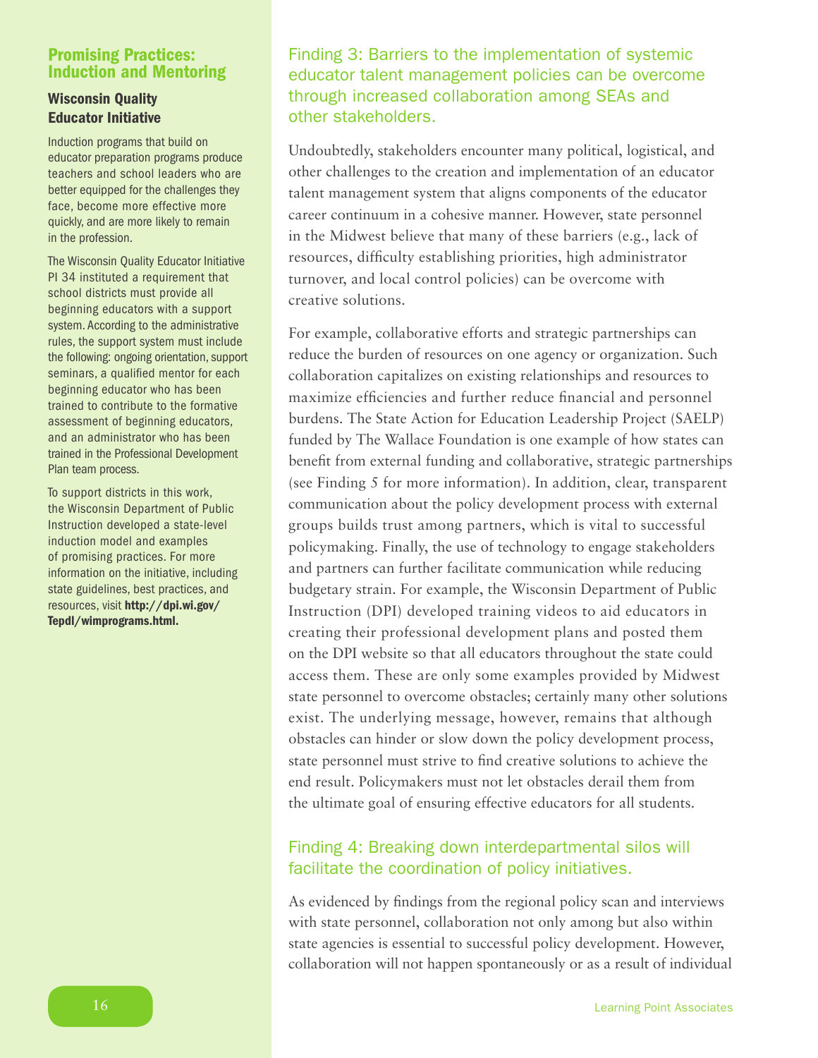## Promising Practices: Induction and Mentoring

### Wisconsin Quality Educator Initiative

Induction programs that build on educator preparation programs produce teachers and school leaders who are better equipped for the challenges they face, become more effective more quickly, and are more likely to remain in the profession.

The Wisconsin Quality Educator Initiative PI 34 instituted a requirement that school districts must provide all beginning educators with a support system. According to the administrative rules, the support system must include the following: ongoing orientation, support seminars, a qualified mentor for each beginning educator who has been trained to contribute to the formative assessment of beginning educators, and an administrator who has been trained in the Professional Development Plan team process.

To support districts in this work, the Wisconsin Department of Public Instruction developed a state-level induction model and examples of promising practices. For more information on the initiative, including state guidelines, best practices, and resources, visit **http://dpi.wi.gov/Tepdl/wimprograms.html.**

## Finding 3: Barriers to the implementation of systemic educator talent management policies can be overcome through increased collaboration among SEAs and other stakeholders.

Undoubtedly, stakeholders encounter many political, logistical, and other challenges to the creation and implementation of an educator talent management system that aligns components of the educator career continuum in a cohesive manner. However, state personnel in the Midwest believe that many of these barriers (e.g., lack of resources, difficulty establishing priorities, high administrator turnover, and local control policies) can be overcome with creative solutions.

For example, collaborative efforts and strategic partnerships can reduce the burden of resources on one agency or organization. Such collaboration capitalizes on existing relationships and resources to maximize efficiencies and further reduce financial and personnel burdens. The State Action for Education Leadership Project (SAELP) funded by The Wallace Foundation is one example of how states can benefit from external funding and collaborative, strategic partnerships (see Finding 5 for more information). In addition, clear, transparent communication about the policy development process with external groups builds trust among partners, which is vital to successful policymaking. Finally, the use of technology to engage stakeholders and partners can further facilitate communication while reducing budgetary strain. For example, the Wisconsin Department of Public Instruction (DPI) developed training videos to aid educators in creating their professional development plans and posted them on the DPI website so that all educators throughout the state could access them. These are only some examples provided by Midwest state personnel to overcome obstacles; certainly many other solutions exist. The underlying message, however, remains that although obstacles can hinder or slow down the policy development process, state personnel must strive to find creative solutions to achieve the end result. Policymakers must not let obstacles derail them from the ultimate goal of ensuring effective educators for all students.

## Finding 4: Breaking down interdepartmental silos will facilitate the coordination of policy initiatives.

As evidenced by findings from the regional policy scan and interviews with state personnel, collaboration not only among but also within state agencies is essential to successful policy development. However, collaboration will not happen spontaneously or as a result of individual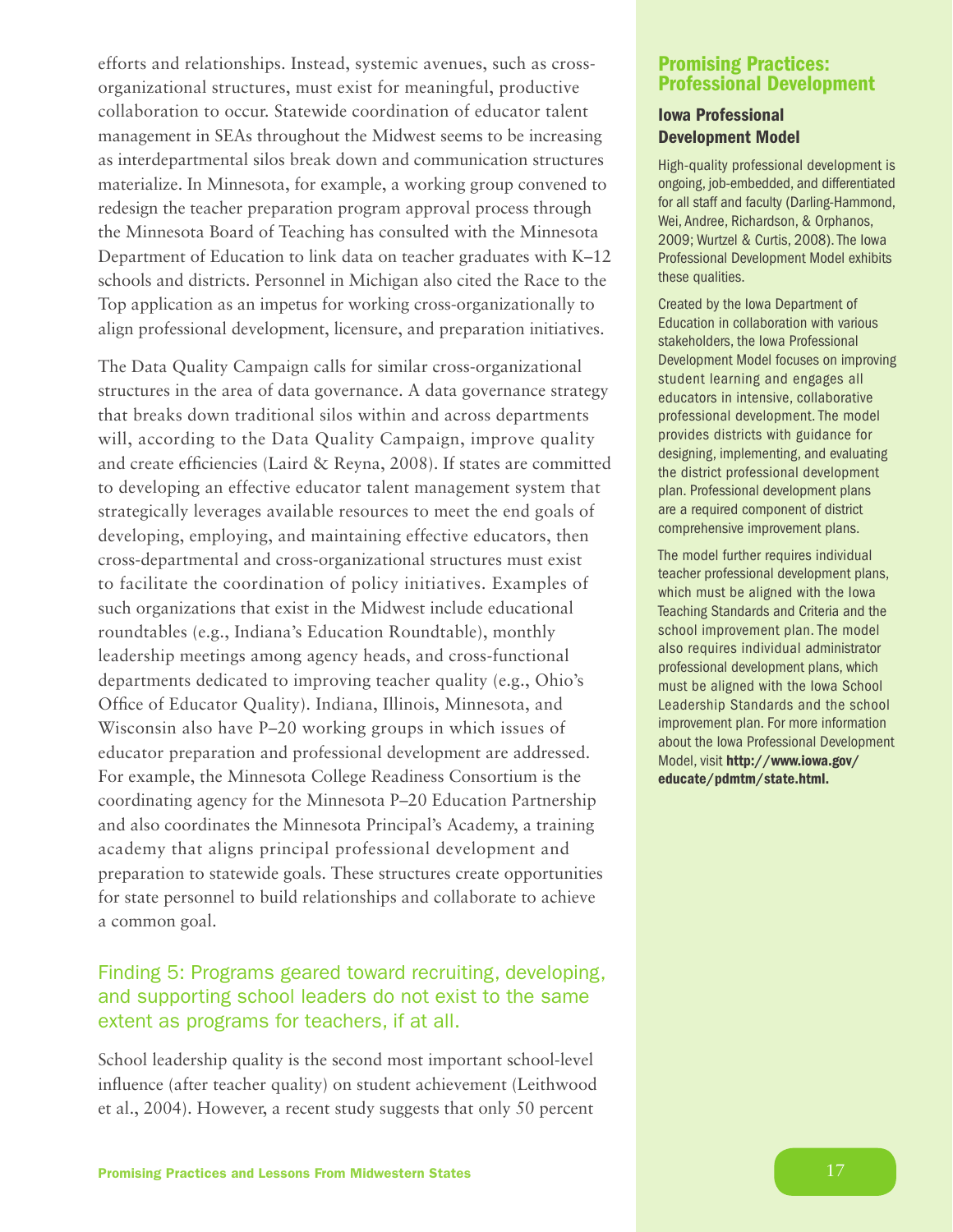efforts and relationships. Instead, systemic avenues, such as cross-organizational structures, must exist for meaningful, productive collaboration to occur. Statewide coordination of educator talent management in SEAs throughout the Midwest seems to be increasing as interdepartmental silos break down and communication structures materialize. In Minnesota, for example, a working group convened to redesign the teacher preparation program approval process through the Minnesota Board of Teaching has consulted with the Minnesota Department of Education to link data on teacher graduates with K–12 schools and districts. Personnel in Michigan also cited the Race to the Top application as an impetus for working cross-organizationally to align professional development, licensure, and preparation initiatives.

The Data Quality Campaign calls for similar cross-organizational structures in the area of data governance. A data governance strategy that breaks down traditional silos within and across departments will, according to the Data Quality Campaign, improve quality and create efficiencies (Laird & Reyna, 2008). If states are committed to developing an effective educator talent management system that strategically leverages available resources to meet the end goals of developing, employing, and maintaining effective educators, then cross-departmental and cross-organizational structures must exist to facilitate the coordination of policy initiatives. Examples of such organizations that exist in the Midwest include educational roundtables (e.g., Indiana's Education Roundtable), monthly leadership meetings among agency heads, and cross-functional departments dedicated to improving teacher quality (e.g., Ohio's Office of Educator Quality). Indiana, Illinois, Minnesota, and Wisconsin also have P–20 working groups in which issues of educator preparation and professional development are addressed. For example, the Minnesota College Readiness Consortium is the coordinating agency for the Minnesota P–20 Education Partnership and also coordinates the Minnesota Principal's Academy, a training academy that aligns principal professional development and preparation to statewide goals. These structures create opportunities for state personnel to build relationships and collaborate to achieve a common goal.

## Finding 5: Programs geared toward recruiting, developing, and supporting school leaders do not exist to the same extent as programs for teachers, if at all.

School leadership quality is the second most important school-level influence (after teacher quality) on student achievement (Leithwood et al., 2004). However, a recent study suggests that only 50 percent

## Promising Practices: Professional Development

### Iowa Professional Development Model

High-quality professional development is ongoing, job-embedded, and differentiated for all staff and faculty (Darling-Hammond, Wei, Andree, Richardson, & Orphanos, 2009; Wurtzel & Curtis, 2008). The Iowa Professional Development Model exhibits these qualities.

Created by the Iowa Department of Education in collaboration with various stakeholders, the Iowa Professional Development Model focuses on improving student learning and engages all educators in intensive, collaborative professional development. The model provides districts with guidance for designing, implementing, and evaluating the district professional development plan. Professional development plans are a required component of district comprehensive improvement plans.

The model further requires individual teacher professional development plans, which must be aligned with the Iowa Teaching Standards and Criteria and the school improvement plan. The model also requires individual administrator professional development plans, which must be aligned with the Iowa School Leadership Standards and the school improvement plan. For more information about the Iowa Professional Development Model, visit **http://www.iowa.gov/educate/pdmtm/state.html.**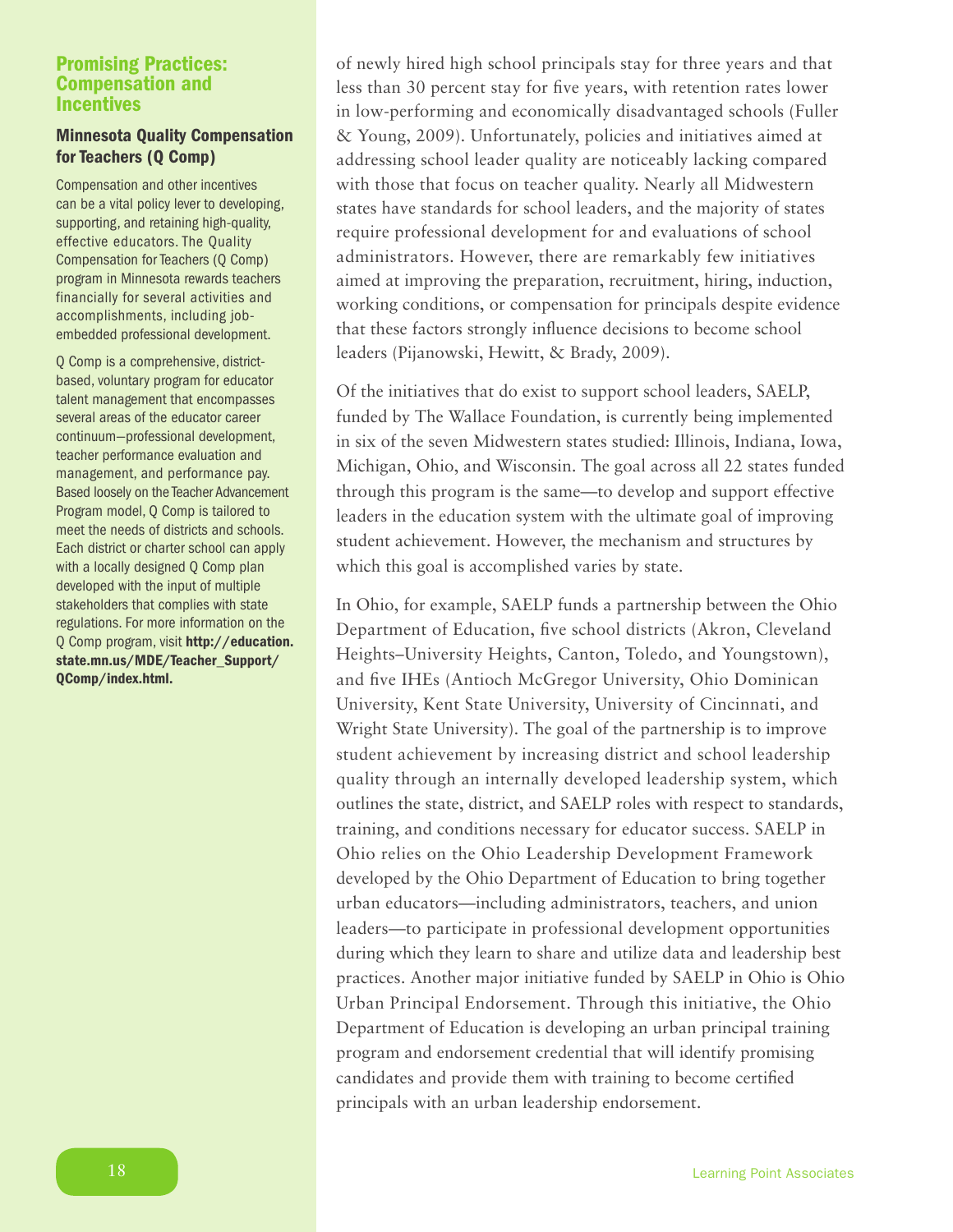of newly hired high school principals stay for three years and that less than 30 percent stay for five years, with retention rates lower in low-performing and economically disadvantaged schools (Fuller & Young, 2009). Unfortunately, policies and initiatives aimed at addressing school leader quality are noticeably lacking compared with those that focus on teacher quality. Nearly all Midwestern states have standards for school leaders, and the majority of states require professional development for and evaluations of school administrators. However, there are remarkably few initiatives aimed at improving the preparation, recruitment, hiring, induction, working conditions, or compensation for principals despite evidence that these factors strongly influence decisions to become school leaders (Pijanowski, Hewitt, & Brady, 2009).

Of the initiatives that do exist to support school leaders, SAELP, funded by The Wallace Foundation, is currently being implemented in six of the seven Midwestern states studied: Illinois, Indiana, Iowa, Michigan, Ohio, and Wisconsin. The goal across all 22 states funded through this program is the same—to develop and support effective leaders in the education system with the ultimate goal of improving student achievement. However, the mechanism and structures by which this goal is accomplished varies by state.

In Ohio, for example, SAELP funds a partnership between the Ohio Department of Education, five school districts (Akron, Cleveland Heights–University Heights, Canton, Toledo, and Youngstown), and five IHEs (Antioch McGregor University, Ohio Dominican University, Kent State University, University of Cincinnati, and Wright State University). The goal of the partnership is to improve student achievement by increasing district and school leadership quality through an internally developed leadership system, which outlines the state, district, and SAELP roles with respect to standards, training, and conditions necessary for educator success. SAELP in Ohio relies on the Ohio Leadership Development Framework developed by the Ohio Department of Education to bring together urban educators—including administrators, teachers, and union leaders—to participate in professional development opportunities during which they learn to share and utilize data and leadership best practices. Another major initiative funded by SAELP in Ohio is Ohio Urban Principal Endorsement. Through this initiative, the Ohio Department of Education is developing an urban principal training program and endorsement credential that will identify promising candidates and provide them with training to become certified principals with an urban leadership endorsement.

## Promising Practices: Compensation and Incentives

### Minnesota Quality Compensation for Teachers (Q Comp)

Compensation and other incentives can be a vital policy lever to developing, supporting, and retaining high-quality, effective educators. The Quality Compensation for Teachers (Q Comp) program in Minnesota rewards teachers financially for several activities and accomplishments, including job-embedded professional development.

Q Comp is a comprehensive, district-based, voluntary program for educator talent management that encompasses several areas of the educator career continuum—professional development, teacher performance evaluation and management, and performance pay. Based loosely on the Teacher Advancement Program model, Q Comp is tailored to meet the needs of districts and schools. Each district or charter school can apply with a locally designed Q Comp plan developed with the input of multiple stakeholders that complies with state regulations. For more information on the Q Comp program, visit **http://education.state.mn.us/MDE/Teacher_Support/QComp/index.html.**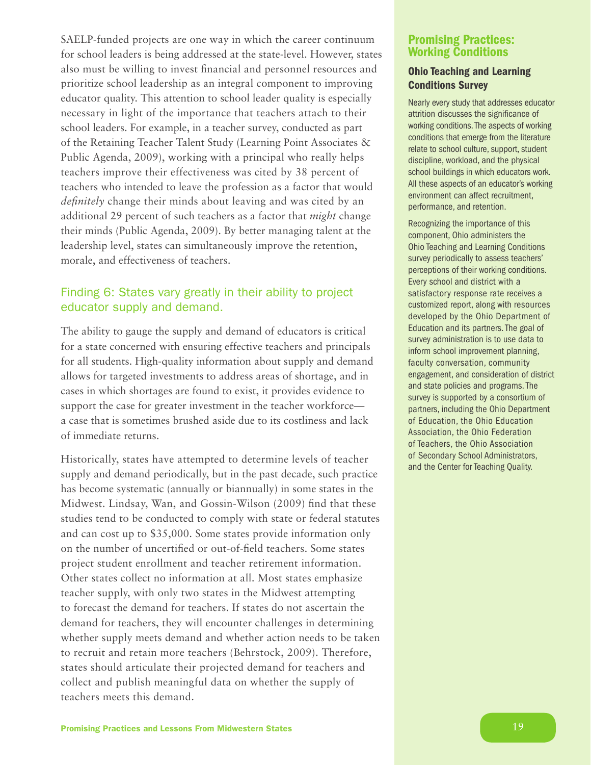SAELP-funded projects are one way in which the career continuum for school leaders is being addressed at the state-level. However, states also must be willing to invest financial and personnel resources and prioritize school leadership as an integral component to improving educator quality. This attention to school leader quality is especially necessary in light of the importance that teachers attach to their school leaders. For example, in a teacher survey, conducted as part of the Retaining Teacher Talent Study (Learning Point Associates & Public Agenda, 2009), working with a principal who really helps teachers improve their effectiveness was cited by 38 percent of teachers who intended to leave the profession as a factor that would *definitely* change their minds about leaving and was cited by an additional 29 percent of such teachers as a factor that *might* change their minds (Public Agenda, 2009). By better managing talent at the leadership level, states can simultaneously improve the retention, morale, and effectiveness of teachers.

## Finding 6: States vary greatly in their ability to project educator supply and demand.

The ability to gauge the supply and demand of educators is critical for a state concerned with ensuring effective teachers and principals for all students. High-quality information about supply and demand allows for targeted investments to address areas of shortage, and in cases in which shortages are found to exist, it provides evidence to support the case for greater investment in the teacher workforce—a case that is sometimes brushed aside due to its costliness and lack of immediate returns.

Historically, states have attempted to determine levels of teacher supply and demand periodically, but in the past decade, such practice has become systematic (annually or biannually) in some states in the Midwest. Lindsay, Wan, and Gossin-Wilson (2009) find that these studies tend to be conducted to comply with state or federal statutes and can cost up to $35,000. Some states provide information only on the number of uncertified or out-of-field teachers. Some states project student enrollment and teacher retirement information. Other states collect no information at all. Most states emphasize teacher supply, with only two states in the Midwest attempting to forecast the demand for teachers. If states do not ascertain the demand for teachers, they will encounter challenges in determining whether supply meets demand and whether action needs to be taken to recruit and retain more teachers (Behrstock, 2009). Therefore, states should articulate their projected demand for teachers and collect and publish meaningful data on whether the supply of teachers meets this demand.

## Promising Practices: Working Conditions

### Ohio Teaching and Learning Conditions Survey

Nearly every study that addresses educator attrition discusses the significance of working conditions. The aspects of working conditions that emerge from the literature relate to school culture, support, student discipline, workload, and the physical school buildings in which educators work. All these aspects of an educator's working environment can affect recruitment, performance, and retention.

Recognizing the importance of this component, Ohio administers the Ohio Teaching and Learning Conditions survey periodically to assess teachers' perceptions of their working conditions. Every school and district with a satisfactory response rate receives a customized report, along with resources developed by the Ohio Department of Education and its partners. The goal of survey administration is to use data to inform school improvement planning, faculty conversation, community engagement, and consideration of district and state policies and programs. The survey is supported by a consortium of partners, including the Ohio Department of Education, the Ohio Education Association, the Ohio Federation of Teachers, the Ohio Association of Secondary School Administrators, and the Center for Teaching Quality.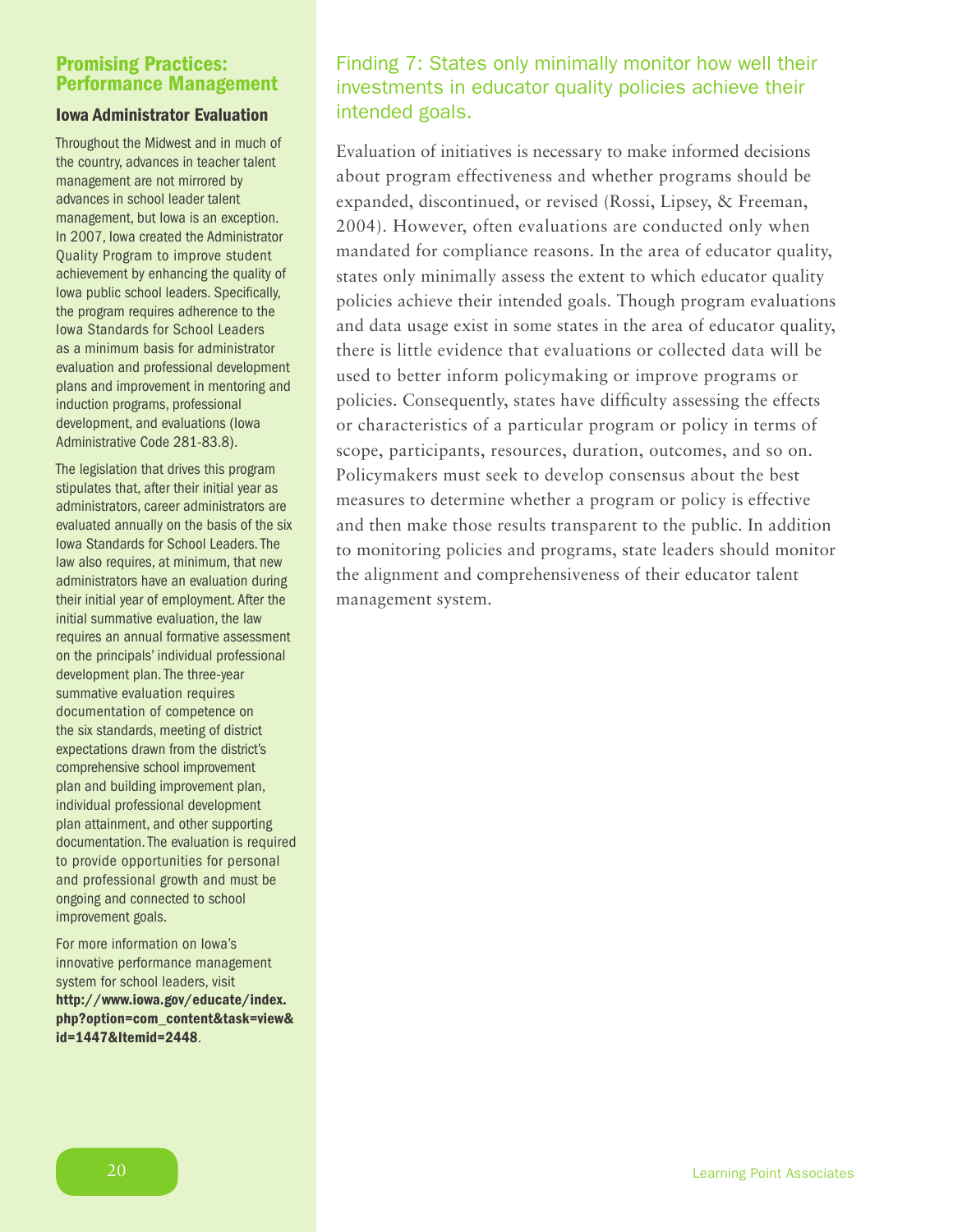## Finding 7: States only minimally monitor how well their investments in educator quality policies achieve their intended goals.

Evaluation of initiatives is necessary to make informed decisions about program effectiveness and whether programs should be expanded, discontinued, or revised (Rossi, Lipsey, & Freeman, 2004). However, often evaluations are conducted only when mandated for compliance reasons. In the area of educator quality, states only minimally assess the extent to which educator quality policies achieve their intended goals. Though program evaluations and data usage exist in some states in the area of educator quality, there is little evidence that evaluations or collected data will be used to better inform policymaking or improve programs or policies. Consequently, states have difficulty assessing the effects or characteristics of a particular program or policy in terms of scope, participants, resources, duration, outcomes, and so on. Policymakers must seek to develop consensus about the best measures to determine whether a program or policy is effective and then make those results transparent to the public. In addition to monitoring policies and programs, state leaders should monitor the alignment and comprehensiveness of their educator talent management system.

## Promising Practices: Performance Management

### Iowa Administrator Evaluation

Throughout the Midwest and in much of the country, advances in teacher talent management are not mirrored by advances in school leader talent management, but Iowa is an exception. In 2007, Iowa created the Administrator Quality Program to improve student achievement by enhancing the quality of Iowa public school leaders. Specifically, the program requires adherence to the Iowa Standards for School Leaders as a minimum basis for administrator evaluation and professional development plans and improvement in mentoring and induction programs, professional development, and evaluations (Iowa Administrative Code 281-83.8).

The legislation that drives this program stipulates that, after their initial year as administrators, career administrators are evaluated annually on the basis of the six Iowa Standards for School Leaders. The law also requires, at minimum, that new administrators have an evaluation during their initial year of employment. After the initial summative evaluation, the law requires an annual formative assessment on the principals' individual professional development plan. The three-year summative evaluation requires documentation of competence on the six standards, meeting of district expectations drawn from the district's comprehensive school improvement plan and building improvement plan, individual professional development plan attainment, and other supporting documentation. The evaluation is required to provide opportunities for personal and professional growth and must be ongoing and connected to school improvement goals.

For more information on Iowa's innovative performance management system for school leaders, visit **http://www.iowa.gov/educate/index.php?option=com_content&task=view&id=1447&Itemid=2448**.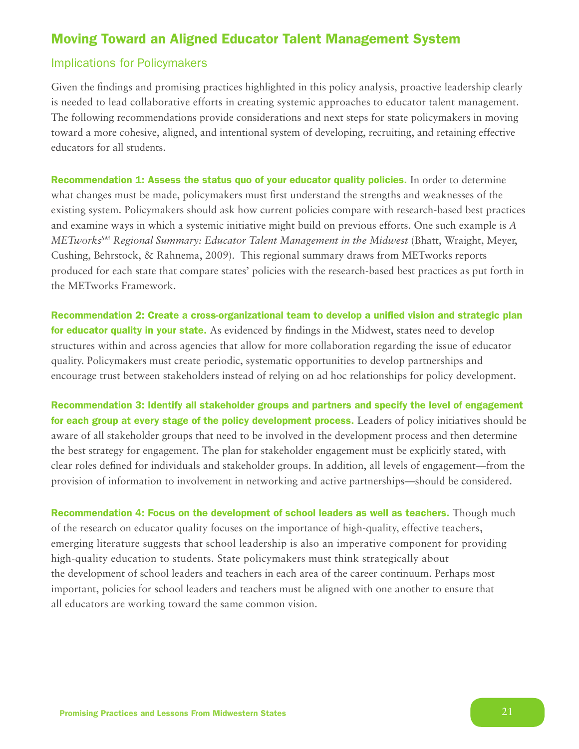## Moving Toward an Aligned Educator Talent Management System

### Implications for Policymakers

Given the findings and promising practices highlighted in this policy analysis, proactive leadership clearly is needed to lead collaborative efforts in creating systemic approaches to educator talent management. The following recommendations provide considerations and next steps for state policymakers in moving toward a more cohesive, aligned, and intentional system of developing, recruiting, and retaining effective educators for all students.

**Recommendation 1: Assess the status quo of your educator quality policies.** In order to determine what changes must be made, policymakers must first understand the strengths and weaknesses of the existing system. Policymakers should ask how current policies compare with research-based best practices and examine ways in which a systemic initiative might build on previous efforts. One such example is *A METworks[SM] Regional Summary: Educator Talent Management in the Midwest* (Bhatt, Wraight, Meyer, Cushing, Behrstock, & Rahnema, 2009). This regional summary draws from METworks reports produced for each state that compare states' policies with the research-based best practices as put forth in the METworks Framework.

**Recommendation 2: Create a cross-organizational team to develop a unified vision and strategic plan for educator quality in your state.** As evidenced by findings in the Midwest, states need to develop structures within and across agencies that allow for more collaboration regarding the issue of educator quality. Policymakers must create periodic, systematic opportunities to develop partnerships and encourage trust between stakeholders instead of relying on ad hoc relationships for policy development.

**Recommendation 3: Identify all stakeholder groups and partners and specify the level of engagement for each group at every stage of the policy development process.** Leaders of policy initiatives should be aware of all stakeholder groups that need to be involved in the development process and then determine the best strategy for engagement. The plan for stakeholder engagement must be explicitly stated, with clear roles defined for individuals and stakeholder groups. In addition, all levels of engagement—from the provision of information to involvement in networking and active partnerships—should be considered.

**Recommendation 4: Focus on the development of school leaders as well as teachers.** Though much of the research on educator quality focuses on the importance of high-quality, effective teachers, emerging literature suggests that school leadership is also an imperative component for providing high-quality education to students. State policymakers must think strategically about the development of school leaders and teachers in each area of the career continuum. Perhaps most important, policies for school leaders and teachers must be aligned with one another to ensure that all educators are working toward the same common vision.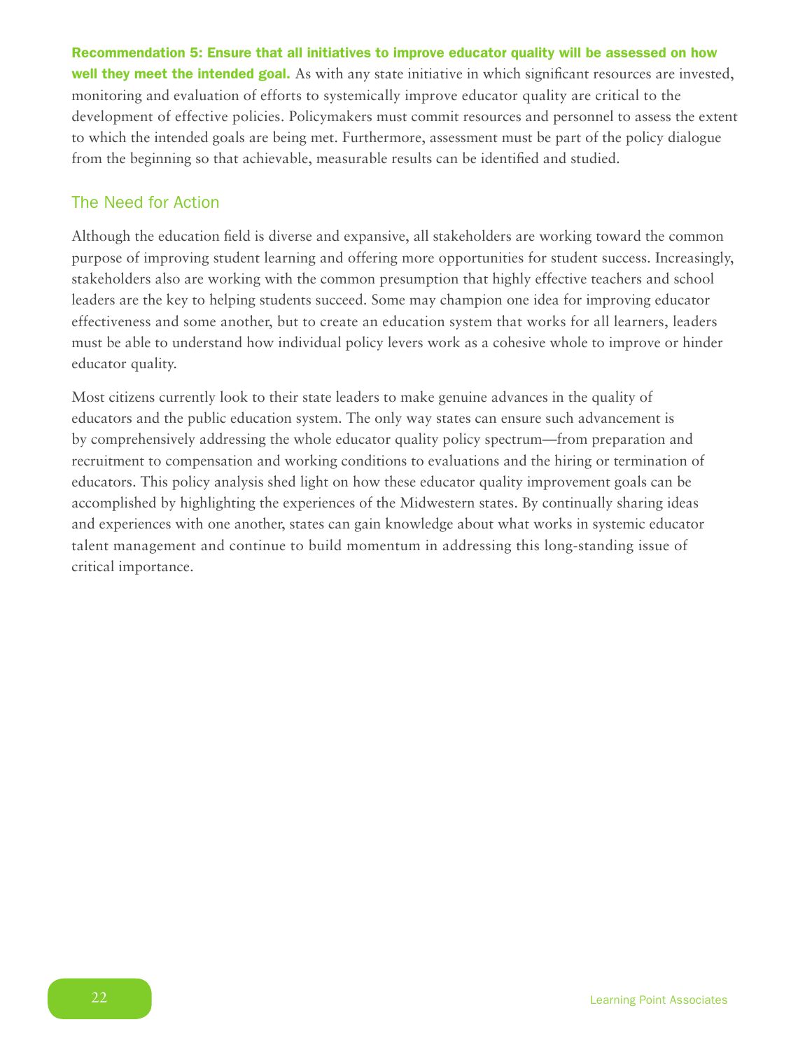**Recommendation 5: Ensure that all initiatives to improve educator quality will be assessed on how well they meet the intended goal.** As with any state initiative in which significant resources are invested, monitoring and evaluation of efforts to systemically improve educator quality are critical to the development of effective policies. Policymakers must commit resources and personnel to assess the extent to which the intended goals are being met. Furthermore, assessment must be part of the policy dialogue from the beginning so that achievable, measurable results can be identified and studied.

## The Need for Action

Although the education field is diverse and expansive, all stakeholders are working toward the common purpose of improving student learning and offering more opportunities for student success. Increasingly, stakeholders also are working with the common presumption that highly effective teachers and school leaders are the key to helping students succeed. Some may champion one idea for improving educator effectiveness and some another, but to create an education system that works for all learners, leaders must be able to understand how individual policy levers work as a cohesive whole to improve or hinder educator quality.

Most citizens currently look to their state leaders to make genuine advances in the quality of educators and the public education system. The only way states can ensure such advancement is by comprehensively addressing the whole educator quality policy spectrum—from preparation and recruitment to compensation and working conditions to evaluations and the hiring or termination of educators. This policy analysis shed light on how these educator quality improvement goals can be accomplished by highlighting the experiences of the Midwestern states. By continually sharing ideas and experiences with one another, states can gain knowledge about what works in systemic educator talent management and continue to build momentum in addressing this long-standing issue of critical importance.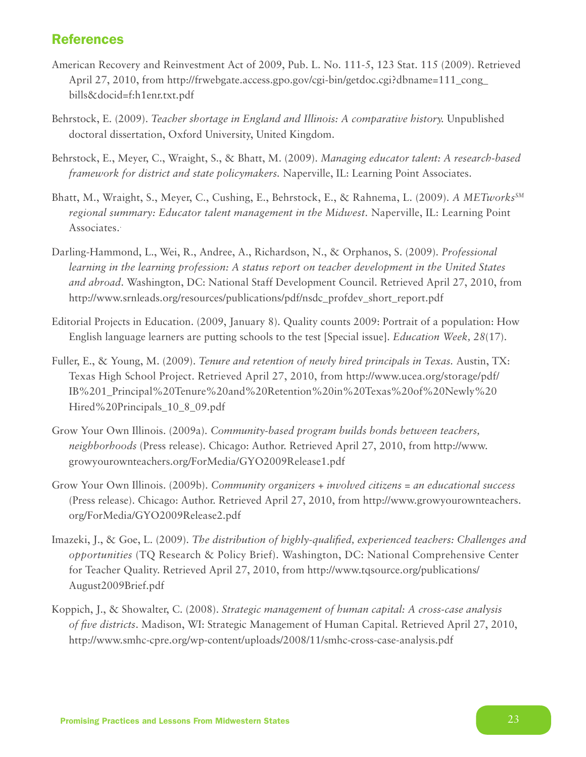## References

American Recovery and Reinvestment Act of 2009, Pub. L. No. 111-5, 123 Stat. 115 (2009). Retrieved April 27, 2010, from http://frwebgate.access.gpo.gov/cgi-bin/getdoc.cgi?dbname=111_cong_bills&docid=f:h1enr.txt.pdf

Behrstock, E. (2009). *Teacher shortage in England and Illinois: A comparative history.* Unpublished doctoral dissertation, Oxford University, United Kingdom.

Behrstock, E., Meyer, C., Wraight, S., & Bhatt, M. (2009). *Managing educator talent: A research-based framework for district and state policymakers.* Naperville, IL: Learning Point Associates.

Bhatt, M., Wraight, S., Meyer, C., Cushing, E., Behrstock, E., & Rahnema, L. (2009). *A METworks[SM] regional summary: Educator talent management in the Midwest.* Naperville, IL: Learning Point Associates.

Darling-Hammond, L., Wei, R., Andree, A., Richardson, N., & Orphanos, S. (2009). *Professional learning in the learning profession: A status report on teacher development in the United States and abroad.* Washington, DC: National Staff Development Council. Retrieved April 27, 2010, from http://www.srnleads.org/resources/publications/pdf/nsdc_profdev_short_report.pdf

Editorial Projects in Education. (2009, January 8). Quality counts 2009: Portrait of a population: How English language learners are putting schools to the test [Special issue]. *Education Week, 28*(17).

Fuller, E., & Young, M. (2009). *Tenure and retention of newly hired principals in Texas.* Austin, TX: Texas High School Project. Retrieved April 27, 2010, from http://www.ucea.org/storage/pdf/IB%201_Principal%20Tenure%20and%20Retention%20in%20Texas%20of%20Newly%20Hired%20Principals_10_8_09.pdf

Grow Your Own Illinois. (2009a). *Community-based program builds bonds between teachers, neighborhoods* (Press release). Chicago: Author. Retrieved April 27, 2010, from http://www.growyourownteachers.org/ForMedia/GYO2009Release1.pdf

Grow Your Own Illinois. (2009b). *Community organizers + involved citizens = an educational success* (Press release). Chicago: Author. Retrieved April 27, 2010, from http://www.growyourownteachers.org/ForMedia/GYO2009Release2.pdf

Imazeki, J., & Goe, L. (2009). *The distribution of highly-qualified, experienced teachers: Challenges and opportunities* (TQ Research & Policy Brief). Washington, DC: National Comprehensive Center for Teacher Quality. Retrieved April 27, 2010, from http://www.tqsource.org/publications/August2009Brief.pdf

Koppich, J., & Showalter, C. (2008). *Strategic management of human capital: A cross-case analysis of five districts.* Madison, WI: Strategic Management of Human Capital. Retrieved April 27, 2010, http://www.smhc-cpre.org/wp-content/uploads/2008/11/smhc-cross-case-analysis.pdf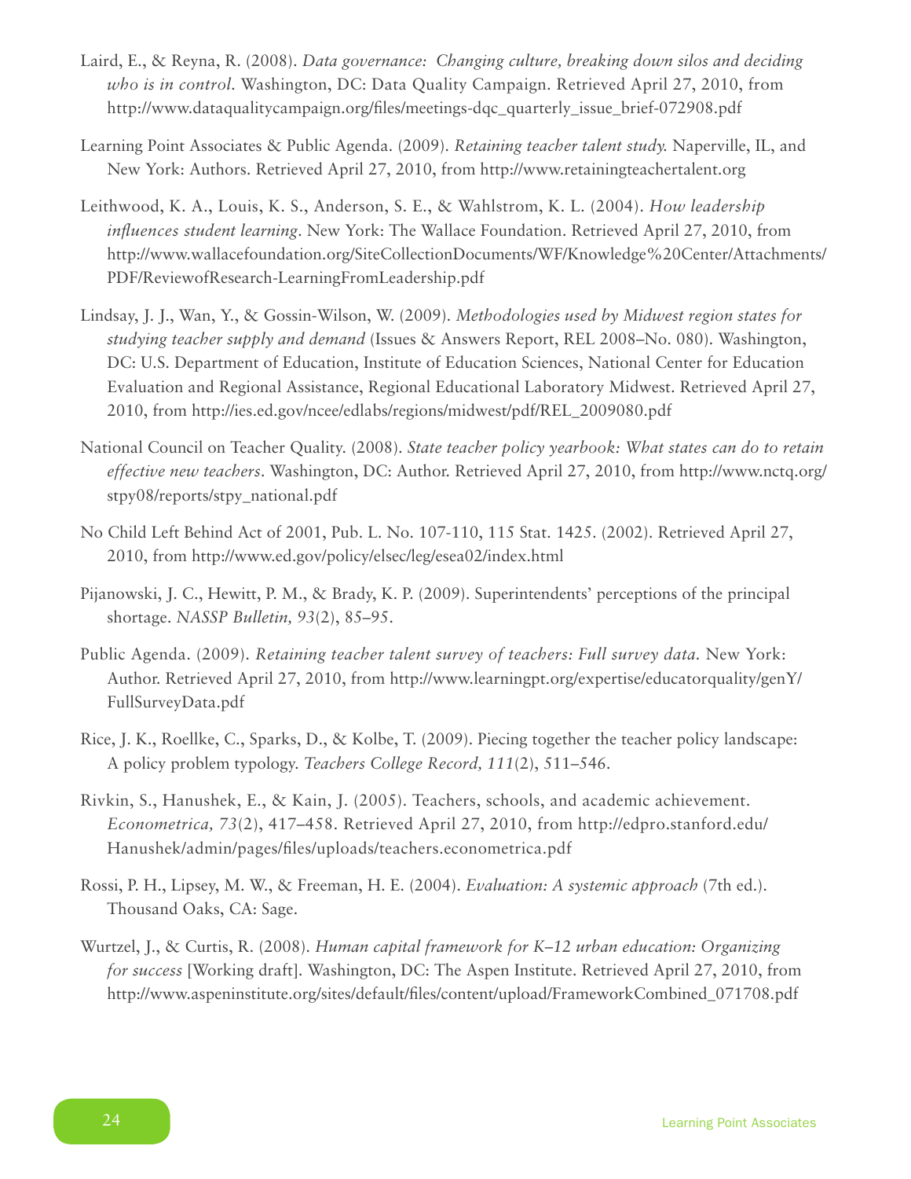Laird, E., & Reyna, R. (2008). *Data governance: Changing culture, breaking down silos and deciding who is in control*. Washington, DC: Data Quality Campaign. Retrieved April 27, 2010, from http://www.dataqualitycampaign.org/files/meetings-dqc_quarterly_issue_brief-072908.pdf

Learning Point Associates & Public Agenda. (2009). *Retaining teacher talent study.* Naperville, IL, and New York: Authors. Retrieved April 27, 2010, from http://www.retainingteachertalent.org

Leithwood, K. A., Louis, K. S., Anderson, S. E., & Wahlstrom, K. L. (2004). *How leadership influences student learning*. New York: The Wallace Foundation. Retrieved April 27, 2010, from http://www.wallacefoundation.org/SiteCollectionDocuments/WF/Knowledge%20Center/Attachments/PDF/ReviewofResearch-LearningFromLeadership.pdf

Lindsay, J. J., Wan, Y., & Gossin-Wilson, W. (2009). *Methodologies used by Midwest region states for studying teacher supply and demand* (Issues & Answers Report, REL 2008–No. 080). Washington, DC: U.S. Department of Education, Institute of Education Sciences, National Center for Education Evaluation and Regional Assistance, Regional Educational Laboratory Midwest. Retrieved April 27, 2010, from http://ies.ed.gov/ncee/edlabs/regions/midwest/pdf/REL_2009080.pdf

National Council on Teacher Quality. (2008). *State teacher policy yearbook: What states can do to retain effective new teachers*. Washington, DC: Author. Retrieved April 27, 2010, from http://www.nctq.org/stpy08/reports/stpy_national.pdf

No Child Left Behind Act of 2001, Pub. L. No. 107-110, 115 Stat. 1425. (2002). Retrieved April 27, 2010, from http://www.ed.gov/policy/elsec/leg/esea02/index.html

Pijanowski, J. C., Hewitt, P. M., & Brady, K. P. (2009). Superintendents' perceptions of the principal shortage. *NASSP Bulletin, 93*(2), 85–95.

Public Agenda. (2009). *Retaining teacher talent survey of teachers: Full survey data.* New York: Author. Retrieved April 27, 2010, from http://www.learningpt.org/expertise/educatorquality/genY/FullSurveyData.pdf

Rice, J. K., Roellke, C., Sparks, D., & Kolbe, T. (2009). Piecing together the teacher policy landscape: A policy problem typology. *Teachers College Record, 111*(2), 511–546.

Rivkin, S., Hanushek, E., & Kain, J. (2005). Teachers, schools, and academic achievement. *Econometrica, 73*(2), 417–458. Retrieved April 27, 2010, from http://edpro.stanford.edu/Hanushek/admin/pages/files/uploads/teachers.econometrica.pdf

Rossi, P. H., Lipsey, M. W., & Freeman, H. E. (2004). *Evaluation: A systemic approach* (7th ed.). Thousand Oaks, CA: Sage.

Wurtzel, J., & Curtis, R. (2008). *Human capital framework for K–12 urban education: Organizing for success* [Working draft]. Washington, DC: The Aspen Institute. Retrieved April 27, 2010, from http://www.aspeninstitute.org/sites/default/files/content/upload/FrameworkCombined_071708.pdf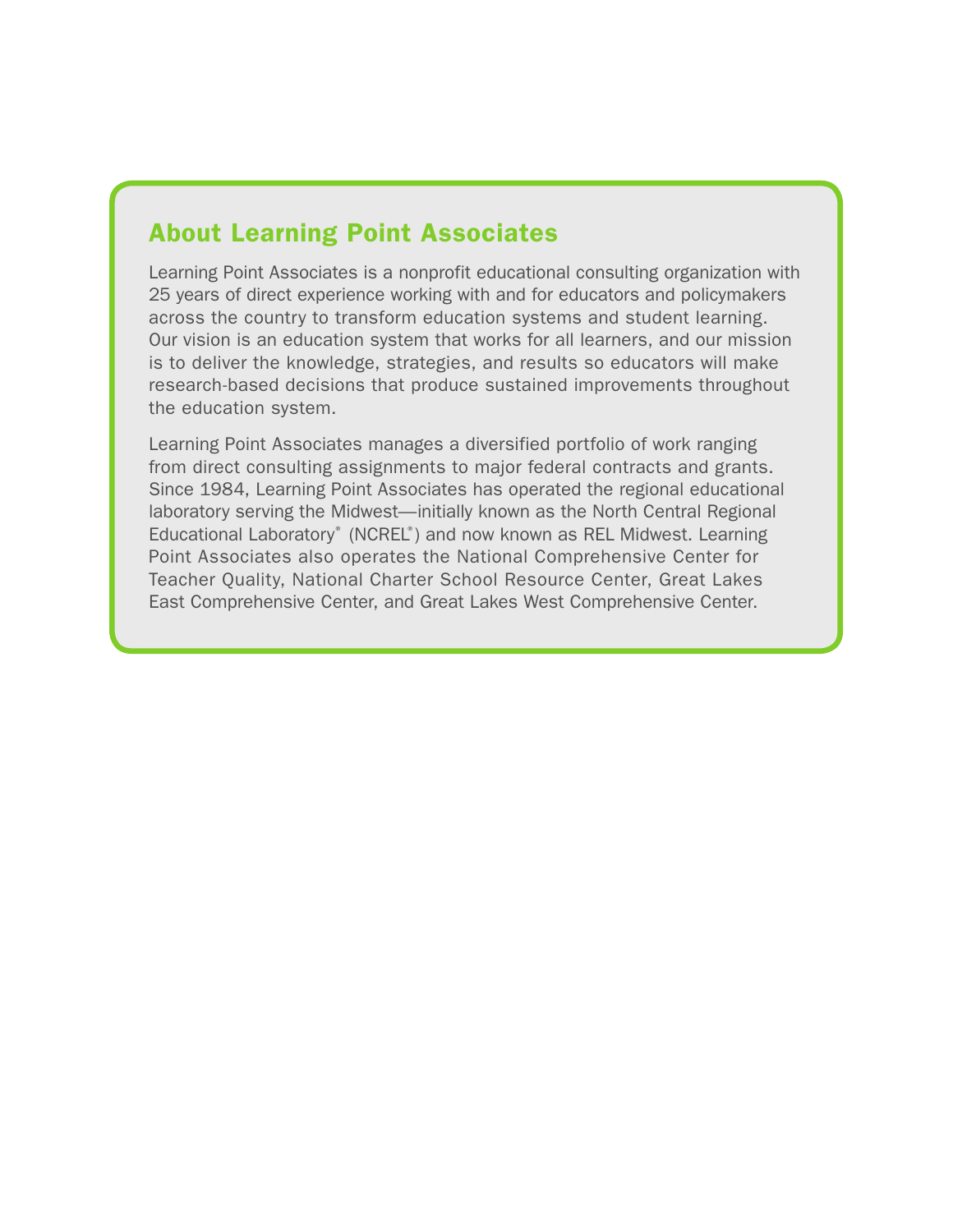## About Learning Point Associates

Learning Point Associates is a nonprofit educational consulting organization with 25 years of direct experience working with and for educators and policymakers across the country to transform education systems and student learning. Our vision is an education system that works for all learners, and our mission is to deliver the knowledge, strategies, and results so educators will make research-based decisions that produce sustained improvements throughout the education system.

Learning Point Associates manages a diversified portfolio of work ranging from direct consulting assignments to major federal contracts and grants. Since 1984, Learning Point Associates has operated the regional educational laboratory serving the Midwest—initially known as the North Central Regional Educational Laboratory® (NCREL®) and now known as REL Midwest. Learning Point Associates also operates the National Comprehensive Center for Teacher Quality, National Charter School Resource Center, Great Lakes East Comprehensive Center, and Great Lakes West Comprehensive Center.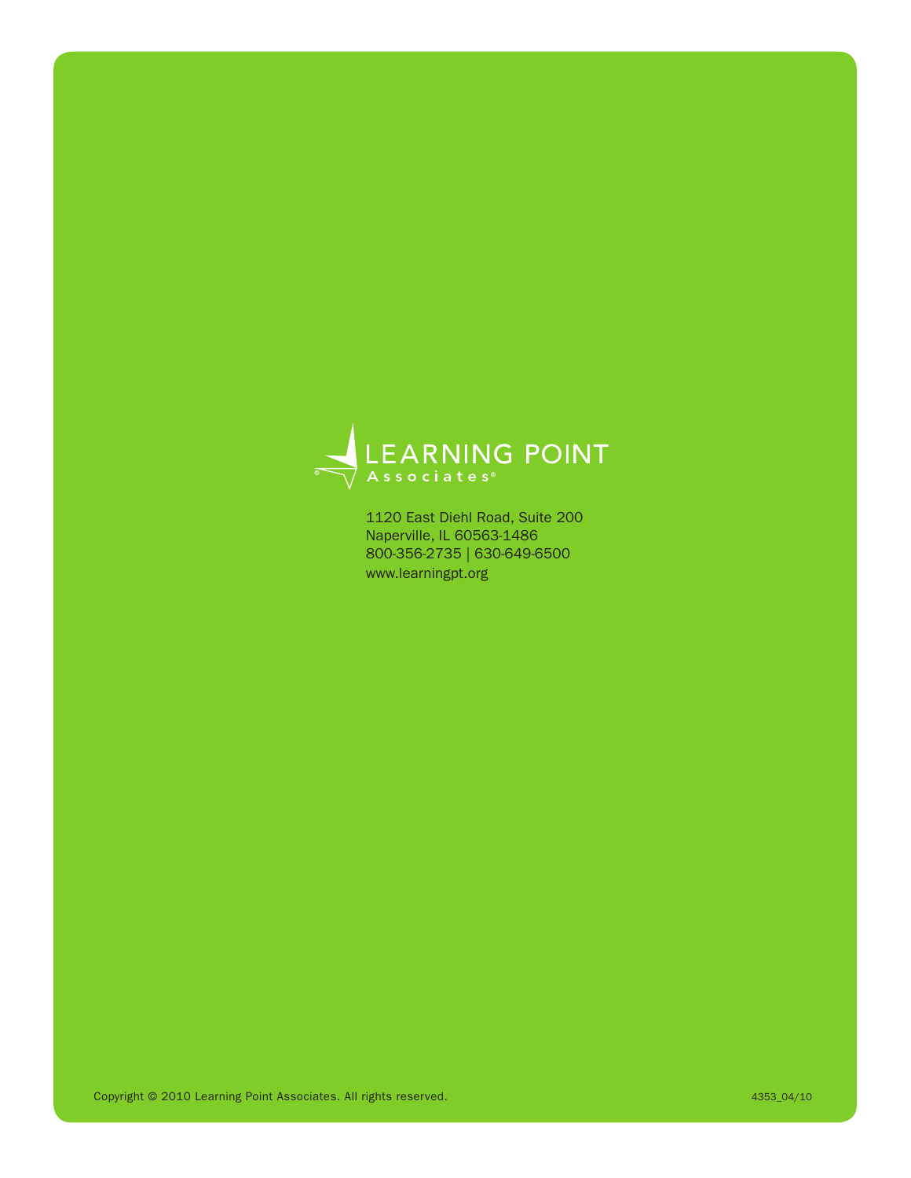LEARNING POINT Associates®

1120 East Diehl Road, Suite 200
Naperville, IL 60563-1486
800-356-2735 | 630-649-6500
www.learningpt.org

Copyright © 2010 Learning Point Associates. All rights reserved.

4353_04/10